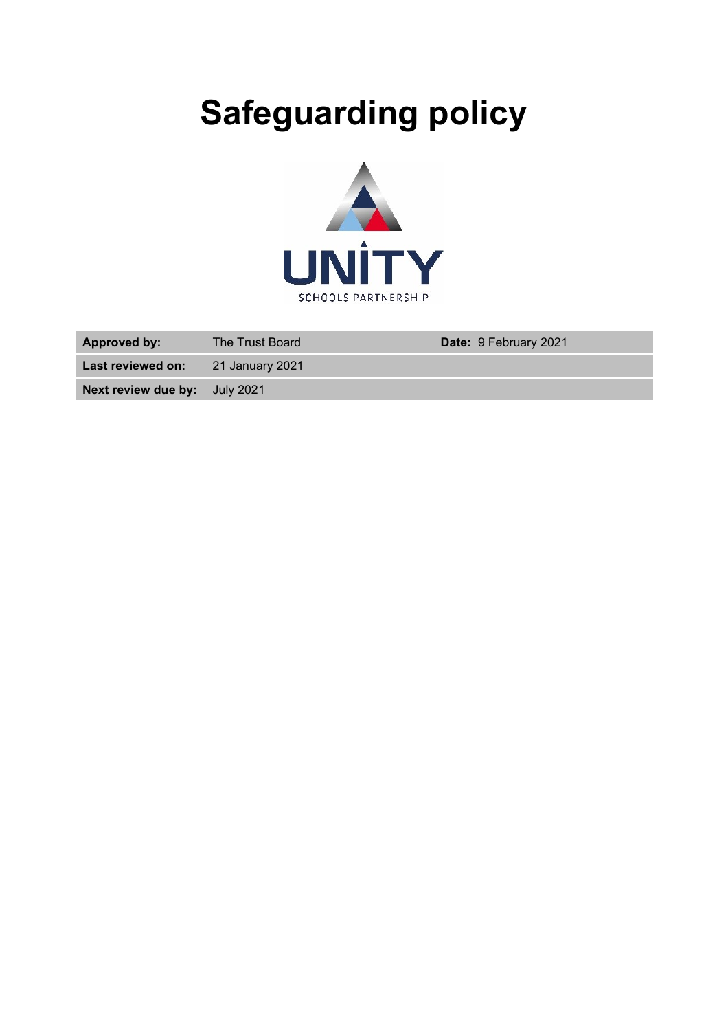# Safeguarding policy

UNITY

SCHOOLS PARTNERSHIP

| Approved by: | The Trust Board | Date: 9 February 2021 |
|---|---|---|
| Last reviewed on: | 21 January 2021 | |
| Next review due by: | July 2021 | |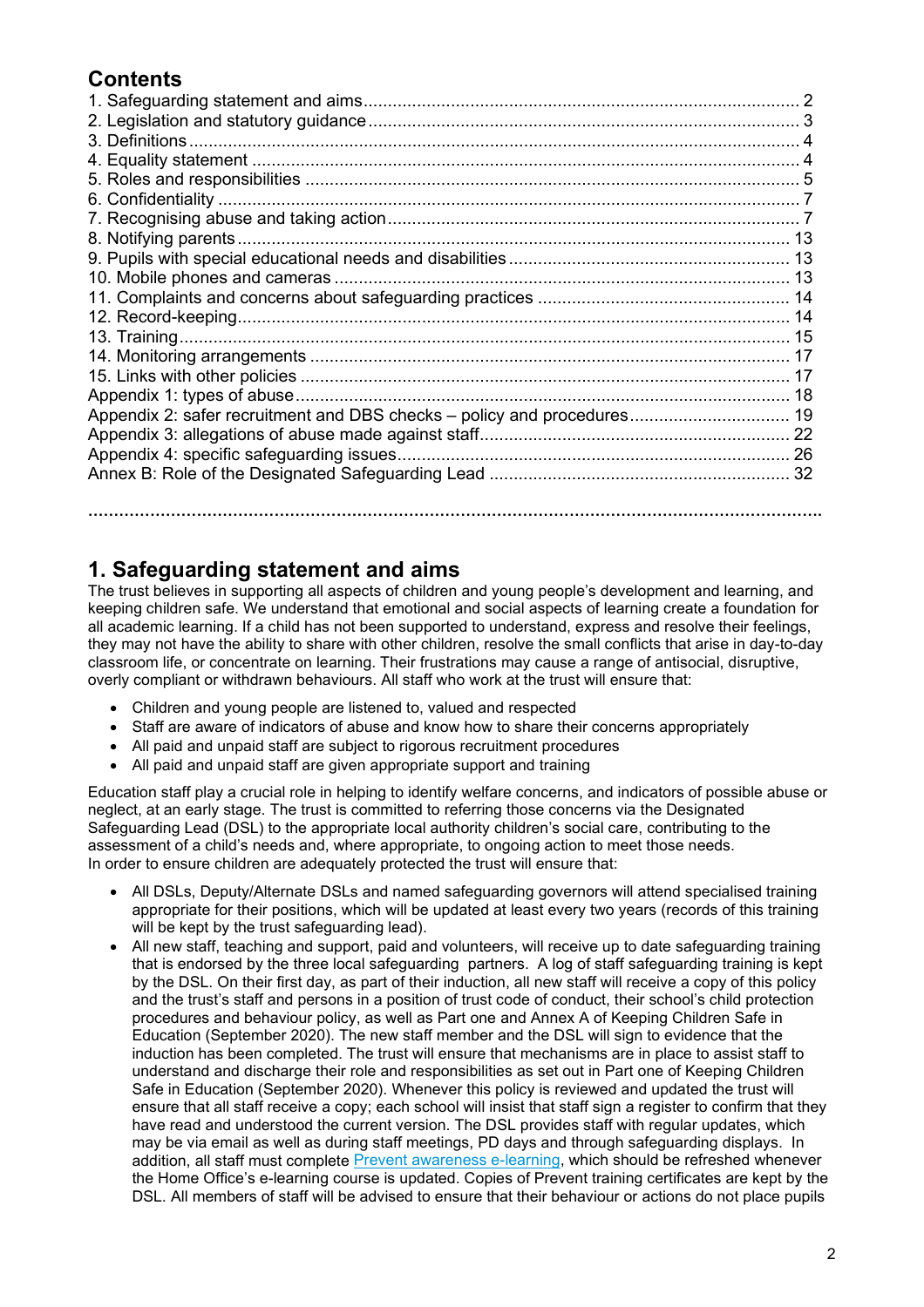## Contents

1. Safeguarding statement and aims .......... 2
2. Legislation and statutory guidance .......... 3
3. Definitions .......... 4
4. Equality statement .......... 4
5. Roles and responsibilities .......... 5
6. Confidentiality .......... 7
7. Recognising abuse and taking action .......... 7
8. Notifying parents .......... 13
9. Pupils with special educational needs and disabilities .......... 13
10. Mobile phones and cameras .......... 13
11. Complaints and concerns about safeguarding practices .......... 14
12. Record-keeping .......... 14
13. Training .......... 15
14. Monitoring arrangements .......... 17
15. Links with other policies .......... 17

Appendix 1: types of abuse .......... 18
Appendix 2: safer recruitment and DBS checks – policy and procedures .......... 19
Appendix 3: allegations of abuse made against staff .......... 22
Appendix 4: specific safeguarding issues .......... 26
Annex B: Role of the Designated Safeguarding Lead .......... 32

---

## 1. Safeguarding statement and aims

The trust believes in supporting all aspects of children and young people's development and learning, and keeping children safe. We understand that emotional and social aspects of learning create a foundation for all academic learning. If a child has not been supported to understand, express and resolve their feelings, they may not have the ability to share with other children, resolve the small conflicts that arise in day-to-day classroom life, or concentrate on learning. Their frustrations may cause a range of antisocial, disruptive, overly compliant or withdrawn behaviours. All staff who work at the trust will ensure that:

- Children and young people are listened to, valued and respected
- Staff are aware of indicators of abuse and know how to share their concerns appropriately
- All paid and unpaid staff are subject to rigorous recruitment procedures
- All paid and unpaid staff are given appropriate support and training

Education staff play a crucial role in helping to identify welfare concerns, and indicators of possible abuse or neglect, at an early stage. The trust is committed to referring those concerns via the Designated Safeguarding Lead (DSL) to the appropriate local authority children's social care, contributing to the assessment of a child's needs and, where appropriate, to ongoing action to meet those needs.
In order to ensure children are adequately protected the trust will ensure that:

- All DSLs, Deputy/Alternate DSLs and named safeguarding governors will attend specialised training appropriate for their positions, which will be updated at least every two years (records of this training will be kept by the trust safeguarding lead).
- All new staff, teaching and support, paid and volunteers, will receive up to date safeguarding training that is endorsed by the three local safeguarding partners. A log of staff safeguarding training is kept by the DSL. On their first day, as part of their induction, all new staff will receive a copy of this policy and the trust's staff and persons in a position of trust code of conduct, their school's child protection procedures and behaviour policy, as well as Part one and Annex A of Keeping Children Safe in Education (September 2020). The new staff member and the DSL will sign to evidence that the induction has been completed. The trust will ensure that mechanisms are in place to assist staff to understand and discharge their role and responsibilities as set out in Part one of Keeping Children Safe in Education (September 2020). Whenever this policy is reviewed and updated the trust will ensure that all staff receive a copy; each school will insist that staff sign a register to confirm that they have read and understood the current version. The DSL provides staff with regular updates, which may be via email as well as during staff meetings, PD days and through safeguarding displays. In addition, all staff must complete Prevent awareness e-learning, which should be refreshed whenever the Home Office's e-learning course is updated. Copies of Prevent training certificates are kept by the DSL. All members of staff will be advised to ensure that their behaviour or actions do not place pupils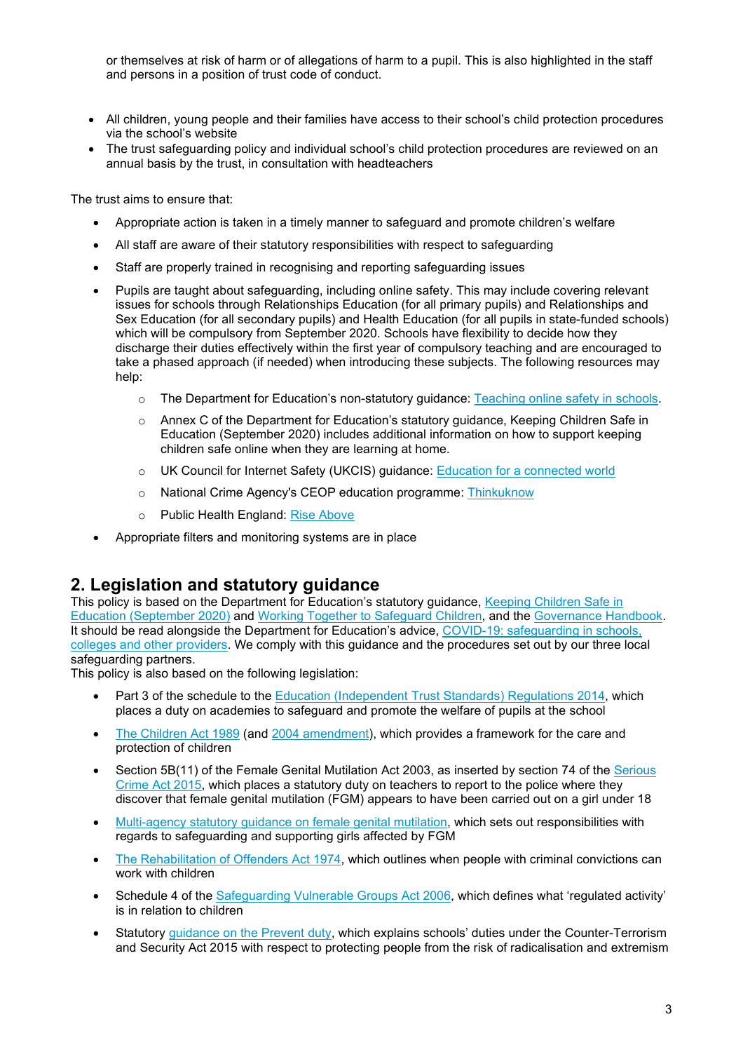or themselves at risk of harm or of allegations of harm to a pupil. This is also highlighted in the staff and persons in a position of trust code of conduct.

- All children, young people and their families have access to their school's child protection procedures via the school's website
- The trust safeguarding policy and individual school's child protection procedures are reviewed on an annual basis by the trust, in consultation with headteachers

The trust aims to ensure that:

- Appropriate action is taken in a timely manner to safeguard and promote children's welfare
- All staff are aware of their statutory responsibilities with respect to safeguarding
- Staff are properly trained in recognising and reporting safeguarding issues
- Pupils are taught about safeguarding, including online safety. This may include covering relevant issues for schools through Relationships Education (for all primary pupils) and Relationships and Sex Education (for all secondary pupils) and Health Education (for all pupils in state-funded schools) which will be compulsory from September 2020. Schools have flexibility to decide how they discharge their duties effectively within the first year of compulsory teaching and are encouraged to take a phased approach (if needed) when introducing these subjects. The following resources may help:
    - The Department for Education's non-statutory guidance: Teaching online safety in schools.
    - Annex C of the Department for Education's statutory guidance, Keeping Children Safe in Education (September 2020) includes additional information on how to support keeping children safe online when they are learning at home.
    - UK Council for Internet Safety (UKCIS) guidance: Education for a connected world
    - National Crime Agency's CEOP education programme: Thinkuknow
    - Public Health England: Rise Above
- Appropriate filters and monitoring systems are in place

## 2. Legislation and statutory guidance

This policy is based on the Department for Education's statutory guidance, Keeping Children Safe in Education (September 2020) and Working Together to Safeguard Children, and the Governance Handbook. It should be read alongside the Department for Education's advice, COVID-19: safeguarding in schools, colleges and other providers. We comply with this guidance and the procedures set out by our three local safeguarding partners.

This policy is also based on the following legislation:

- Part 3 of the schedule to the Education (Independent Trust Standards) Regulations 2014, which places a duty on academies to safeguard and promote the welfare of pupils at the school
- The Children Act 1989 (and 2004 amendment), which provides a framework for the care and protection of children
- Section 5B(11) of the Female Genital Mutilation Act 2003, as inserted by section 74 of the Serious Crime Act 2015, which places a statutory duty on teachers to report to the police where they discover that female genital mutilation (FGM) appears to have been carried out on a girl under 18
- Multi-agency statutory guidance on female genital mutilation, which sets out responsibilities with regards to safeguarding and supporting girls affected by FGM
- The Rehabilitation of Offenders Act 1974, which outlines when people with criminal convictions can work with children
- Schedule 4 of the Safeguarding Vulnerable Groups Act 2006, which defines what 'regulated activity' is in relation to children
- Statutory guidance on the Prevent duty, which explains schools' duties under the Counter-Terrorism and Security Act 2015 with respect to protecting people from the risk of radicalisation and extremism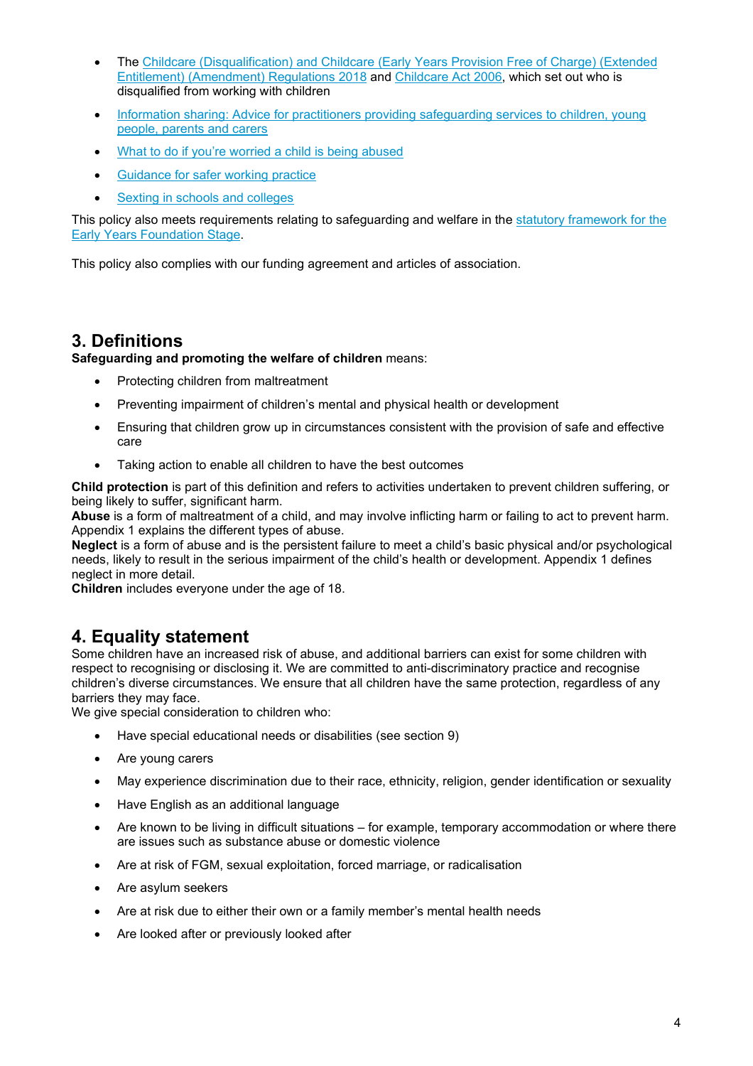- The Childcare (Disqualification) and Childcare (Early Years Provision Free of Charge) (Extended Entitlement) (Amendment) Regulations 2018 and Childcare Act 2006, which set out who is disqualified from working with children
- Information sharing: Advice for practitioners providing safeguarding services to children, young people, parents and carers
- What to do if you're worried a child is being abused
- Guidance for safer working practice
- Sexting in schools and colleges

This policy also meets requirements relating to safeguarding and welfare in the statutory framework for the Early Years Foundation Stage.

This policy also complies with our funding agreement and articles of association.

## 3. Definitions

**Safeguarding and promoting the welfare of children** means:

- Protecting children from maltreatment
- Preventing impairment of children's mental and physical health or development
- Ensuring that children grow up in circumstances consistent with the provision of safe and effective care
- Taking action to enable all children to have the best outcomes

**Child protection** is part of this definition and refers to activities undertaken to prevent children suffering, or being likely to suffer, significant harm.

**Abuse** is a form of maltreatment of a child, and may involve inflicting harm or failing to act to prevent harm. Appendix 1 explains the different types of abuse.

**Neglect** is a form of abuse and is the persistent failure to meet a child's basic physical and/or psychological needs, likely to result in the serious impairment of the child's health or development. Appendix 1 defines neglect in more detail.

**Children** includes everyone under the age of 18.

## 4. Equality statement

Some children have an increased risk of abuse, and additional barriers can exist for some children with respect to recognising or disclosing it. We are committed to anti-discriminatory practice and recognise children's diverse circumstances. We ensure that all children have the same protection, regardless of any barriers they may face.

We give special consideration to children who:

- Have special educational needs or disabilities (see section 9)
- Are young carers
- May experience discrimination due to their race, ethnicity, religion, gender identification or sexuality
- Have English as an additional language
- Are known to be living in difficult situations – for example, temporary accommodation or where there are issues such as substance abuse or domestic violence
- Are at risk of FGM, sexual exploitation, forced marriage, or radicalisation
- Are asylum seekers
- Are at risk due to either their own or a family member's mental health needs
- Are looked after or previously looked after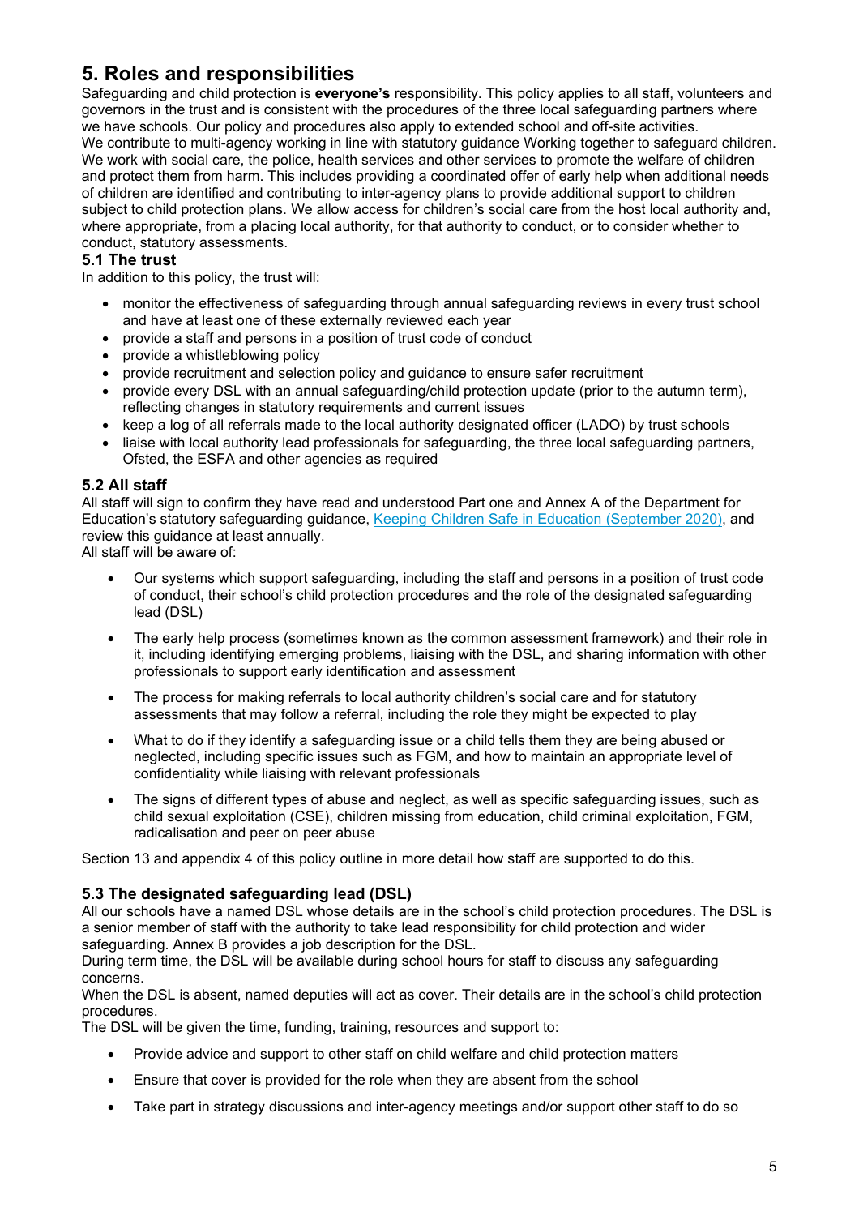# 5. Roles and responsibilities

Safeguarding and child protection is **everyone's** responsibility. This policy applies to all staff, volunteers and governors in the trust and is consistent with the procedures of the three local safeguarding partners where we have schools. Our policy and procedures also apply to extended school and off-site activities.

We contribute to multi-agency working in line with statutory guidance Working together to safeguard children. We work with social care, the police, health services and other services to promote the welfare of children and protect them from harm. This includes providing a coordinated offer of early help when additional needs of children are identified and contributing to inter-agency plans to provide additional support to children subject to child protection plans. We allow access for children's social care from the host local authority and, where appropriate, from a placing local authority, for that authority to conduct, or to consider whether to conduct, statutory assessments.

## 5.1 The trust

In addition to this policy, the trust will:

- monitor the effectiveness of safeguarding through annual safeguarding reviews in every trust school and have at least one of these externally reviewed each year
- provide a staff and persons in a position of trust code of conduct
- provide a whistleblowing policy
- provide recruitment and selection policy and guidance to ensure safer recruitment
- provide every DSL with an annual safeguarding/child protection update (prior to the autumn term), reflecting changes in statutory requirements and current issues
- keep a log of all referrals made to the local authority designated officer (LADO) by trust schools
- liaise with local authority lead professionals for safeguarding, the three local safeguarding partners, Ofsted, the ESFA and other agencies as required

## 5.2 All staff

All staff will sign to confirm they have read and understood Part one and Annex A of the Department for Education's statutory safeguarding guidance, [Keeping Children Safe in Education (September 2020)](), and review this guidance at least annually.

All staff will be aware of:

- Our systems which support safeguarding, including the staff and persons in a position of trust code of conduct, their school's child protection procedures and the role of the designated safeguarding lead (DSL)
- The early help process (sometimes known as the common assessment framework) and their role in it, including identifying emerging problems, liaising with the DSL, and sharing information with other professionals to support early identification and assessment
- The process for making referrals to local authority children's social care and for statutory assessments that may follow a referral, including the role they might be expected to play
- What to do if they identify a safeguarding issue or a child tells them they are being abused or neglected, including specific issues such as FGM, and how to maintain an appropriate level of confidentiality while liaising with relevant professionals
- The signs of different types of abuse and neglect, as well as specific safeguarding issues, such as child sexual exploitation (CSE), children missing from education, child criminal exploitation, FGM, radicalisation and peer on peer abuse

Section 13 and appendix 4 of this policy outline in more detail how staff are supported to do this.

## 5.3 The designated safeguarding lead (DSL)

All our schools have a named DSL whose details are in the school's child protection procedures. The DSL is a senior member of staff with the authority to take lead responsibility for child protection and wider safeguarding. Annex B provides a job description for the DSL.

During term time, the DSL will be available during school hours for staff to discuss any safeguarding concerns.

When the DSL is absent, named deputies will act as cover. Their details are in the school's child protection procedures.

The DSL will be given the time, funding, training, resources and support to:

- Provide advice and support to other staff on child welfare and child protection matters
- Ensure that cover is provided for the role when they are absent from the school
- Take part in strategy discussions and inter-agency meetings and/or support other staff to do so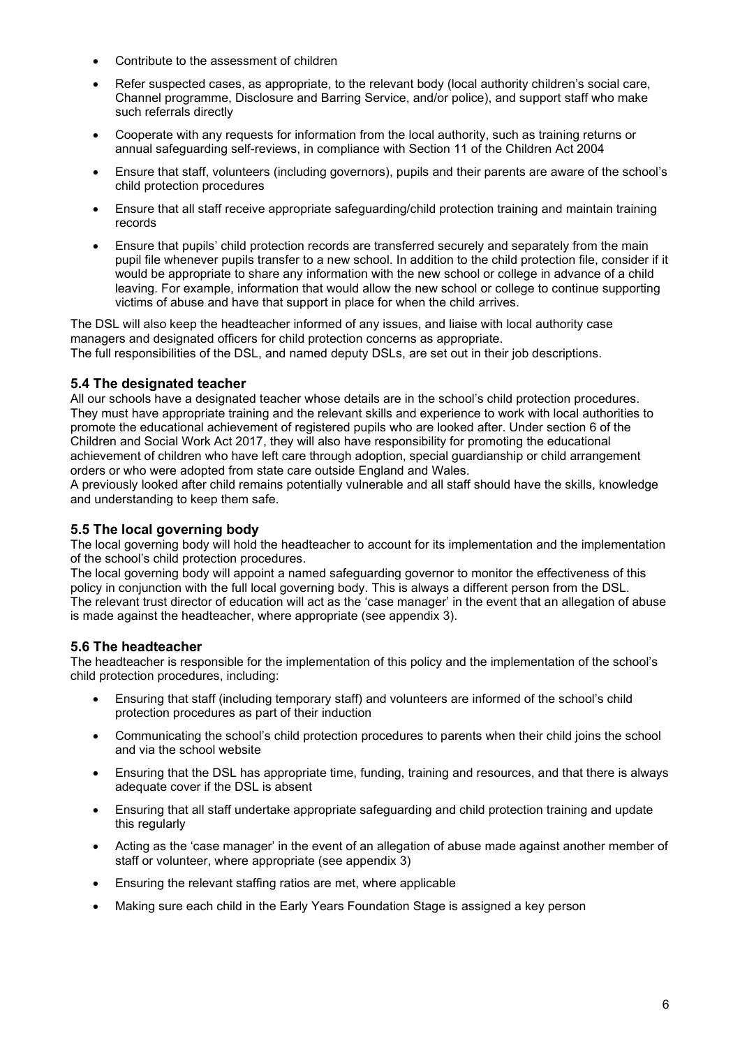- Contribute to the assessment of children
- Refer suspected cases, as appropriate, to the relevant body (local authority children's social care, Channel programme, Disclosure and Barring Service, and/or police), and support staff who make such referrals directly
- Cooperate with any requests for information from the local authority, such as training returns or annual safeguarding self-reviews, in compliance with Section 11 of the Children Act 2004
- Ensure that staff, volunteers (including governors), pupils and their parents are aware of the school's child protection procedures
- Ensure that all staff receive appropriate safeguarding/child protection training and maintain training records
- Ensure that pupils' child protection records are transferred securely and separately from the main pupil file whenever pupils transfer to a new school. In addition to the child protection file, consider if it would be appropriate to share any information with the new school or college in advance of a child leaving. For example, information that would allow the new school or college to continue supporting victims of abuse and have that support in place for when the child arrives.

The DSL will also keep the headteacher informed of any issues, and liaise with local authority case managers and designated officers for child protection concerns as appropriate.
The full responsibilities of the DSL, and named deputy DSLs, are set out in their job descriptions.

### 5.4 The designated teacher

All our schools have a designated teacher whose details are in the school's child protection procedures. They must have appropriate training and the relevant skills and experience to work with local authorities to promote the educational achievement of registered pupils who are looked after. Under section 6 of the Children and Social Work Act 2017, they will also have responsibility for promoting the educational achievement of children who have left care through adoption, special guardianship or child arrangement orders or who were adopted from state care outside England and Wales.
A previously looked after child remains potentially vulnerable and all staff should have the skills, knowledge and understanding to keep them safe.

### 5.5 The local governing body

The local governing body will hold the headteacher to account for its implementation and the implementation of the school's child protection procedures.
The local governing body will appoint a named safeguarding governor to monitor the effectiveness of this policy in conjunction with the full local governing body. This is always a different person from the DSL.
The relevant trust director of education will act as the 'case manager' in the event that an allegation of abuse is made against the headteacher, where appropriate (see appendix 3).

### 5.6 The headteacher

The headteacher is responsible for the implementation of this policy and the implementation of the school's child protection procedures, including:

- Ensuring that staff (including temporary staff) and volunteers are informed of the school's child protection procedures as part of their induction
- Communicating the school's child protection procedures to parents when their child joins the school and via the school website
- Ensuring that the DSL has appropriate time, funding, training and resources, and that there is always adequate cover if the DSL is absent
- Ensuring that all staff undertake appropriate safeguarding and child protection training and update this regularly
- Acting as the 'case manager' in the event of an allegation of abuse made against another member of staff or volunteer, where appropriate (see appendix 3)
- Ensuring the relevant staffing ratios are met, where applicable
- Making sure each child in the Early Years Foundation Stage is assigned a key person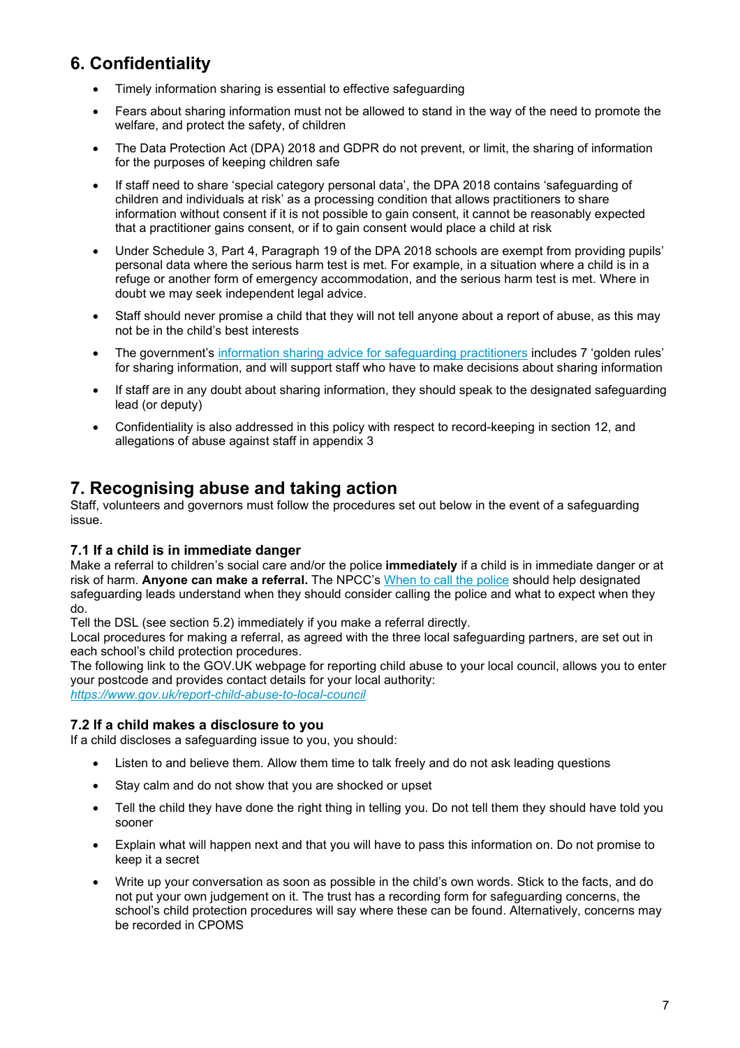## 6. Confidentiality

- Timely information sharing is essential to effective safeguarding
- Fears about sharing information must not be allowed to stand in the way of the need to promote the welfare, and protect the safety, of children
- The Data Protection Act (DPA) 2018 and GDPR do not prevent, or limit, the sharing of information for the purposes of keeping children safe
- If staff need to share 'special category personal data', the DPA 2018 contains 'safeguarding of children and individuals at risk' as a processing condition that allows practitioners to share information without consent if it is not possible to gain consent, it cannot be reasonably expected that a practitioner gains consent, or if to gain consent would place a child at risk
- Under Schedule 3, Part 4, Paragraph 19 of the DPA 2018 schools are exempt from providing pupils' personal data where the serious harm test is met. For example, in a situation where a child is in a refuge or another form of emergency accommodation, and the serious harm test is met. Where in doubt we may seek independent legal advice.
- Staff should never promise a child that they will not tell anyone about a report of abuse, as this may not be in the child's best interests
- The government's [information sharing advice for safeguarding practitioners]() includes 7 'golden rules' for sharing information, and will support staff who have to make decisions about sharing information
- If staff are in any doubt about sharing information, they should speak to the designated safeguarding lead (or deputy)
- Confidentiality is also addressed in this policy with respect to record-keeping in section 12, and allegations of abuse against staff in appendix 3

## 7. Recognising abuse and taking action

Staff, volunteers and governors must follow the procedures set out below in the event of a safeguarding issue.

### 7.1 If a child is in immediate danger

Make a referral to children's social care and/or the police **immediately** if a child is in immediate danger or at risk of harm. **Anyone can make a referral.** The NPCC's [When to call the police]() should help designated safeguarding leads understand when they should consider calling the police and what to expect when they do.

Tell the DSL (see section 5.2) immediately if you make a referral directly.

Local procedures for making a referral, as agreed with the three local safeguarding partners, are set out in each school's child protection procedures.

The following link to the GOV.UK webpage for reporting child abuse to your local council, allows you to enter your postcode and provides contact details for your local authority:
*https://www.gov.uk/report-child-abuse-to-local-council*

### 7.2 If a child makes a disclosure to you

If a child discloses a safeguarding issue to you, you should:

- Listen to and believe them. Allow them time to talk freely and do not ask leading questions
- Stay calm and do not show that you are shocked or upset
- Tell the child they have done the right thing in telling you. Do not tell them they should have told you sooner
- Explain what will happen next and that you will have to pass this information on. Do not promise to keep it a secret
- Write up your conversation as soon as possible in the child's own words. Stick to the facts, and do not put your own judgement on it. The trust has a recording form for safeguarding concerns, the school's child protection procedures will say where these can be found. Alternatively, concerns may be recorded in CPOMS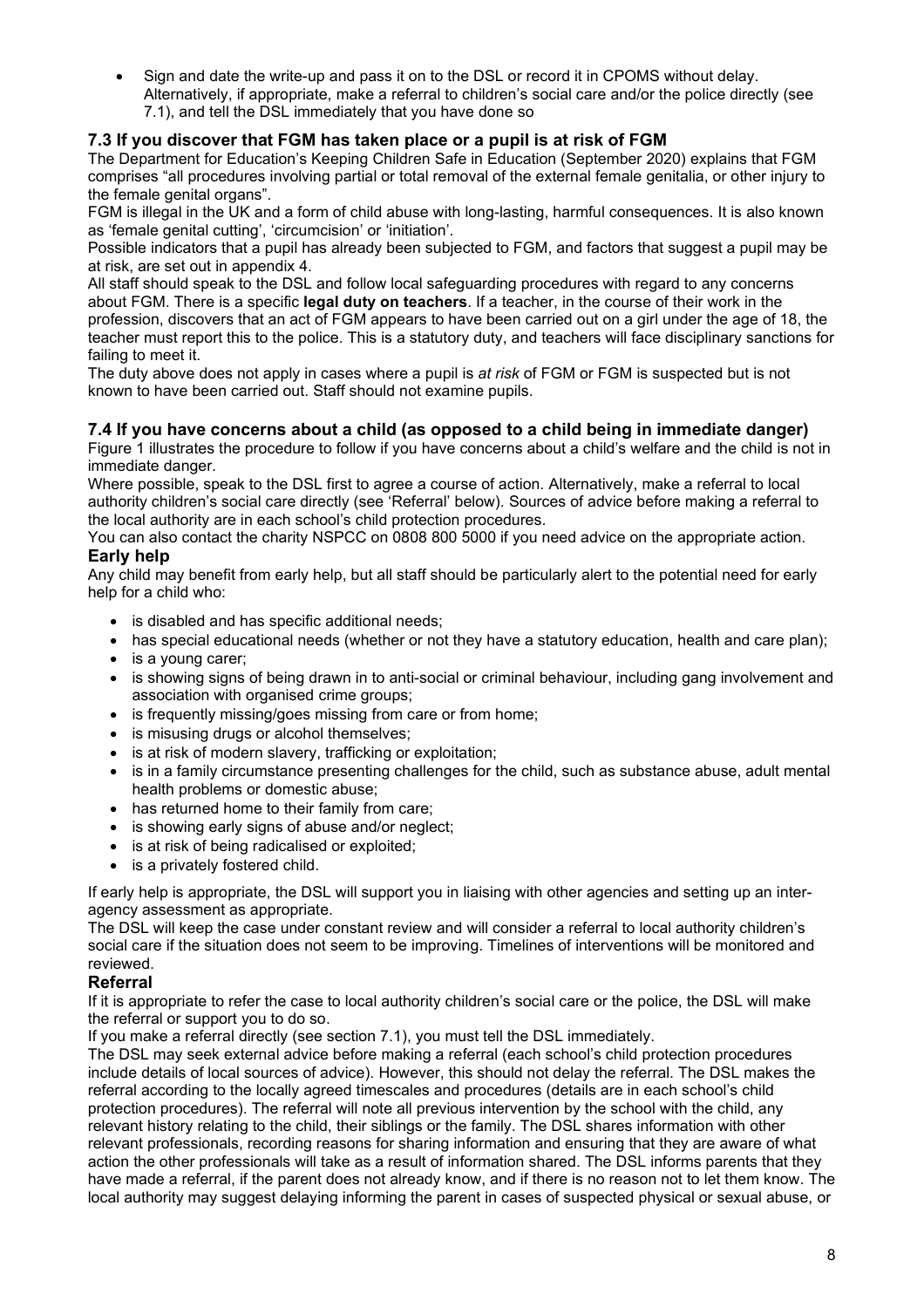- Sign and date the write-up and pass it on to the DSL or record it in CPOMS without delay. Alternatively, if appropriate, make a referral to children's social care and/or the police directly (see 7.1), and tell the DSL immediately that you have done so

### 7.3 If you discover that FGM has taken place or a pupil is at risk of FGM

The Department for Education's Keeping Children Safe in Education (September 2020) explains that FGM comprises "all procedures involving partial or total removal of the external female genitalia, or other injury to the female genital organs".

FGM is illegal in the UK and a form of child abuse with long-lasting, harmful consequences. It is also known as 'female genital cutting', 'circumcision' or 'initiation'.

Possible indicators that a pupil has already been subjected to FGM, and factors that suggest a pupil may be at risk, are set out in appendix 4.

All staff should speak to the DSL and follow local safeguarding procedures with regard to any concerns about FGM. There is a specific **legal duty on teachers**. If a teacher, in the course of their work in the profession, discovers that an act of FGM appears to have been carried out on a girl under the age of 18, the teacher must report this to the police. This is a statutory duty, and teachers will face disciplinary sanctions for failing to meet it.

The duty above does not apply in cases where a pupil is *at risk* of FGM or FGM is suspected but is not known to have been carried out. Staff should not examine pupils.

### 7.4 If you have concerns about a child (as opposed to a child being in immediate danger)

Figure 1 illustrates the procedure to follow if you have concerns about a child's welfare and the child is not in immediate danger.

Where possible, speak to the DSL first to agree a course of action. Alternatively, make a referral to local authority children's social care directly (see 'Referral' below). Sources of advice before making a referral to the local authority are in each school's child protection procedures.

You can also contact the charity NSPCC on 0808 800 5000 if you need advice on the appropriate action.

#### Early help

Any child may benefit from early help, but all staff should be particularly alert to the potential need for early help for a child who:

- is disabled and has specific additional needs;
- has special educational needs (whether or not they have a statutory education, health and care plan);
- is a young carer;
- is showing signs of being drawn in to anti-social or criminal behaviour, including gang involvement and association with organised crime groups;
- is frequently missing/goes missing from care or from home;
- is misusing drugs or alcohol themselves;
- is at risk of modern slavery, trafficking or exploitation;
- is in a family circumstance presenting challenges for the child, such as substance abuse, adult mental health problems or domestic abuse;
- has returned home to their family from care;
- is showing early signs of abuse and/or neglect;
- is at risk of being radicalised or exploited;
- is a privately fostered child.

If early help is appropriate, the DSL will support you in liaising with other agencies and setting up an inter-agency assessment as appropriate.

The DSL will keep the case under constant review and will consider a referral to local authority children's social care if the situation does not seem to be improving. Timelines of interventions will be monitored and reviewed.

#### Referral

If it is appropriate to refer the case to local authority children's social care or the police, the DSL will make the referral or support you to do so.

If you make a referral directly (see section 7.1), you must tell the DSL immediately.

The DSL may seek external advice before making a referral (each school's child protection procedures include details of local sources of advice). However, this should not delay the referral. The DSL makes the referral according to the locally agreed timescales and procedures (details are in each school's child protection procedures). The referral will note all previous intervention by the school with the child, any relevant history relating to the child, their siblings or the family. The DSL shares information with other relevant professionals, recording reasons for sharing information and ensuring that they are aware of what action the other professionals will take as a result of information shared. The DSL informs parents that they have made a referral, if the parent does not already know, and if there is no reason not to let them know. The local authority may suggest delaying informing the parent in cases of suspected physical or sexual abuse, or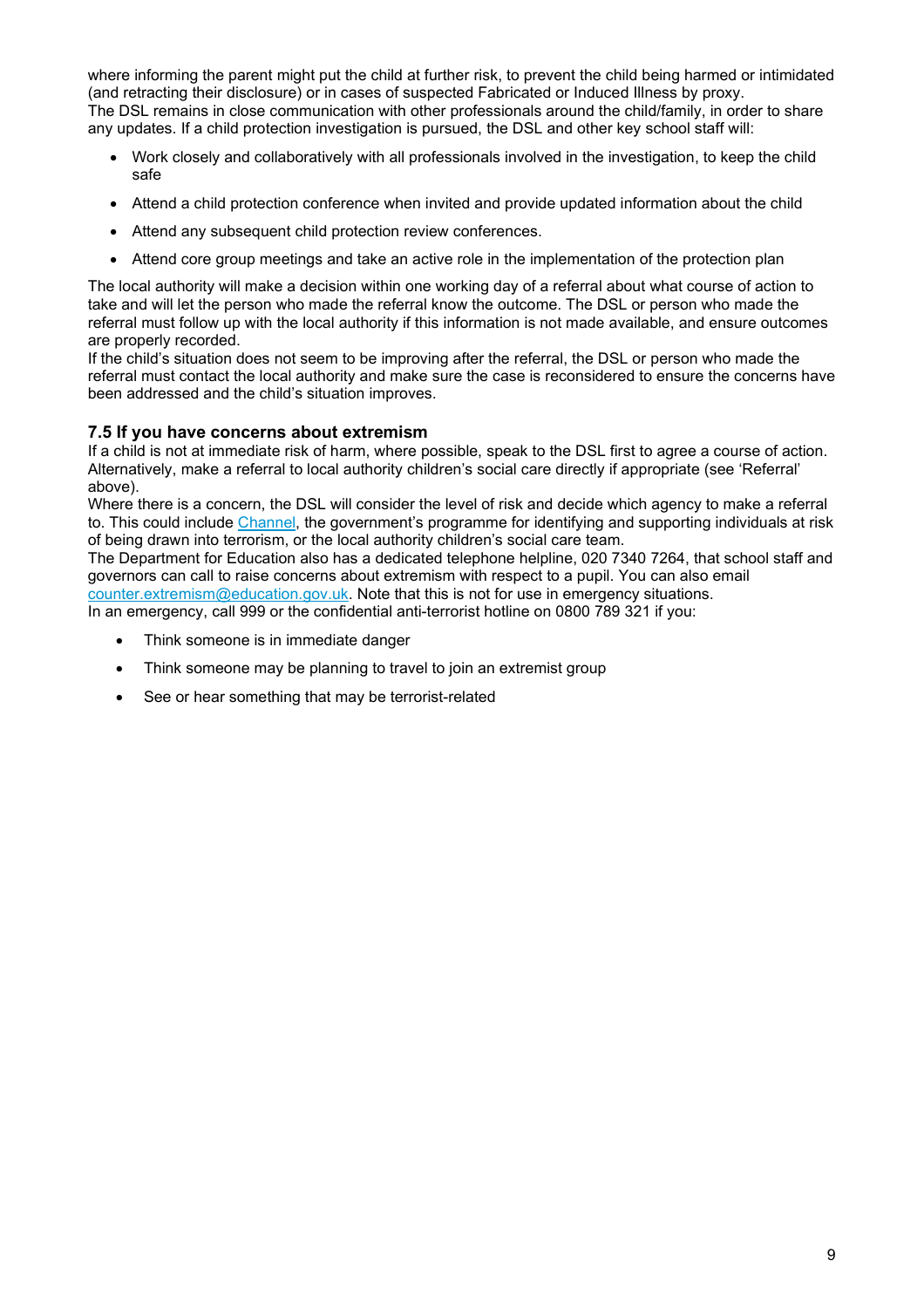where informing the parent might put the child at further risk, to prevent the child being harmed or intimidated (and retracting their disclosure) or in cases of suspected Fabricated or Induced Illness by proxy.
The DSL remains in close communication with other professionals around the child/family, in order to share any updates. If a child protection investigation is pursued, the DSL and other key school staff will:

- Work closely and collaboratively with all professionals involved in the investigation, to keep the child safe
- Attend a child protection conference when invited and provide updated information about the child
- Attend any subsequent child protection review conferences.
- Attend core group meetings and take an active role in the implementation of the protection plan

The local authority will make a decision within one working day of a referral about what course of action to take and will let the person who made the referral know the outcome. The DSL or person who made the referral must follow up with the local authority if this information is not made available, and ensure outcomes are properly recorded.
If the child's situation does not seem to be improving after the referral, the DSL or person who made the referral must contact the local authority and make sure the case is reconsidered to ensure the concerns have been addressed and the child's situation improves.

### 7.5 If you have concerns about extremism

If a child is not at immediate risk of harm, where possible, speak to the DSL first to agree a course of action. Alternatively, make a referral to local authority children's social care directly if appropriate (see 'Referral' above).
Where there is a concern, the DSL will consider the level of risk and decide which agency to make a referral to. This could include Channel, the government's programme for identifying and supporting individuals at risk of being drawn into terrorism, or the local authority children's social care team.
The Department for Education also has a dedicated telephone helpline, 020 7340 7264, that school staff and governors can call to raise concerns about extremism with respect to a pupil. You can also email counter.extremism@education.gov.uk. Note that this is not for use in emergency situations.
In an emergency, call 999 or the confidential anti-terrorist hotline on 0800 789 321 if you:

- Think someone is in immediate danger
- Think someone may be planning to travel to join an extremist group
- See or hear something that may be terrorist-related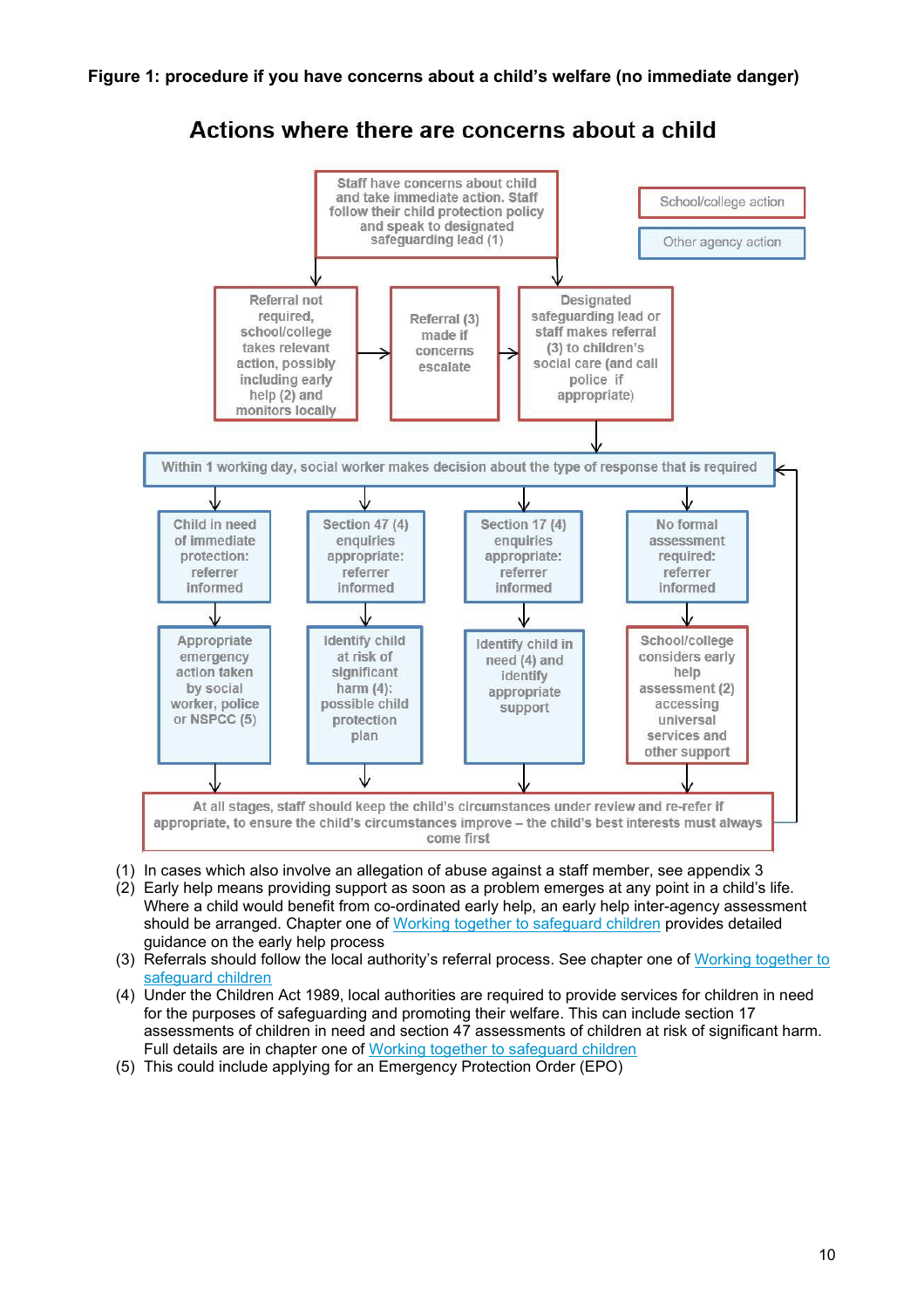**Figure 1: procedure if you have concerns about a child's welfare (no immediate danger)**

## Actions where there are concerns about a child

School/college action

Other agency action

Staff have concerns about child and take immediate action. Staff follow their child protection policy and speak to designated safeguarding lead (1)

Referral not required, school/college takes relevant action, possibly including early help (2) and monitors locally

Referral (3) made if concerns escalate

Designated safeguarding lead or staff makes referral (3) to children's social care (and call police if appropriate)

Within 1 working day, social worker makes decision about the type of response that is required

Child in need of immediate protection: referrer informed

Appropriate emergency action taken by social worker, police or NSPCC (5)

Section 47 (4) enquiries appropriate: referrer informed

Identify child at risk of significant harm (4): possible child protection plan

Section 17 (4) enquiries appropriate: referrer informed

Identify child in need (4) and identify appropriate support

No formal assessment required: referrer informed

School/college considers early help assessment (2) accessing universal services and other support

At all stages, staff should keep the child's circumstances under review and re-refer if appropriate, to ensure the child's circumstances improve – the child's best interests must always come first

(1) In cases which also involve an allegation of abuse against a staff member, see appendix 3
(2) Early help means providing support as soon as a problem emerges at any point in a child's life. Where a child would benefit from co-ordinated early help, an early help inter-agency assessment should be arranged. Chapter one of Working together to safeguard children provides detailed guidance on the early help process
(3) Referrals should follow the local authority's referral process. See chapter one of Working together to safeguard children
(4) Under the Children Act 1989, local authorities are required to provide services for children in need for the purposes of safeguarding and promoting their welfare. This can include section 17 assessments of children in need and section 47 assessments of children at risk of significant harm. Full details are in chapter one of Working together to safeguard children
(5) This could include applying for an Emergency Protection Order (EPO)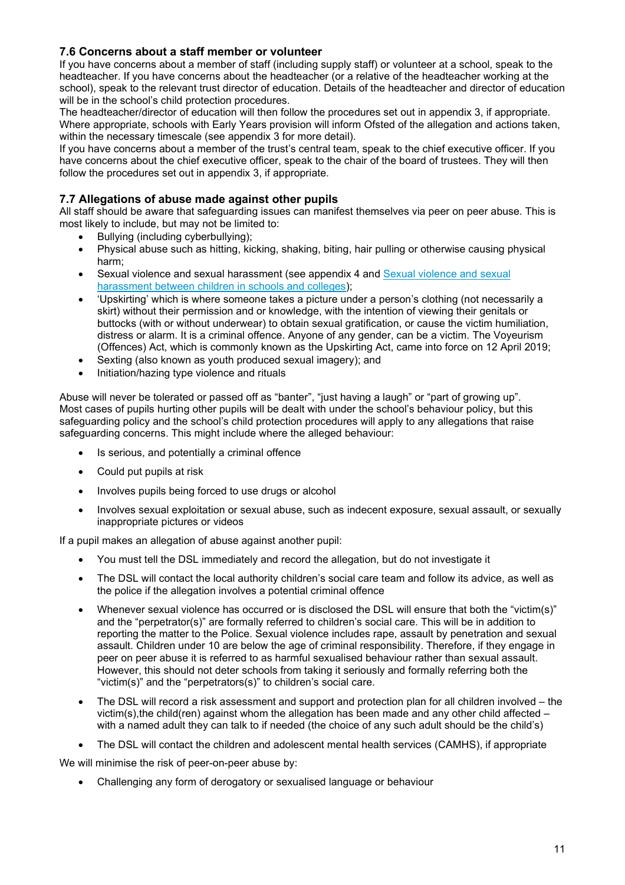### 7.6 Concerns about a staff member or volunteer

If you have concerns about a member of staff (including supply staff) or volunteer at a school, speak to the headteacher. If you have concerns about the headteacher (or a relative of the headteacher working at the school), speak to the relevant trust director of education. Details of the headteacher and director of education will be in the school's child protection procedures.

The headteacher/director of education will then follow the procedures set out in appendix 3, if appropriate. Where appropriate, schools with Early Years provision will inform Ofsted of the allegation and actions taken, within the necessary timescale (see appendix 3 for more detail).

If you have concerns about a member of the trust's central team, speak to the chief executive officer. If you have concerns about the chief executive officer, speak to the chair of the board of trustees. They will then follow the procedures set out in appendix 3, if appropriate.

### 7.7 Allegations of abuse made against other pupils

All staff should be aware that safeguarding issues can manifest themselves via peer on peer abuse. This is most likely to include, but may not be limited to:

- Bullying (including cyberbullying);
- Physical abuse such as hitting, kicking, shaking, biting, hair pulling or otherwise causing physical harm;
- Sexual violence and sexual harassment (see appendix 4 and [Sexual violence and sexual harassment between children in schools and colleges](#));
- 'Upskirting' which is where someone takes a picture under a person's clothing (not necessarily a skirt) without their permission and or knowledge, with the intention of viewing their genitals or buttocks (with or without underwear) to obtain sexual gratification, or cause the victim humiliation, distress or alarm. It is a criminal offence. Anyone of any gender, can be a victim. The Voyeurism (Offences) Act, which is commonly known as the Upskirting Act, came into force on 12 April 2019;
- Sexting (also known as youth produced sexual imagery); and
- Initiation/hazing type violence and rituals

Abuse will never be tolerated or passed off as "banter", "just having a laugh" or "part of growing up".
Most cases of pupils hurting other pupils will be dealt with under the school's behaviour policy, but this safeguarding policy and the school's child protection procedures will apply to any allegations that raise safeguarding concerns. This might include where the alleged behaviour:

- Is serious, and potentially a criminal offence
- Could put pupils at risk
- Involves pupils being forced to use drugs or alcohol
- Involves sexual exploitation or sexual abuse, such as indecent exposure, sexual assault, or sexually inappropriate pictures or videos

If a pupil makes an allegation of abuse against another pupil:

- You must tell the DSL immediately and record the allegation, but do not investigate it
- The DSL will contact the local authority children's social care team and follow its advice, as well as the police if the allegation involves a potential criminal offence
- Whenever sexual violence has occurred or is disclosed the DSL will ensure that both the "victim(s)" and the "perpetrator(s)" are formally referred to children's social care. This will be in addition to reporting the matter to the Police. Sexual violence includes rape, assault by penetration and sexual assault. Children under 10 are below the age of criminal responsibility. Therefore, if they engage in peer on peer abuse it is referred to as harmful sexualised behaviour rather than sexual assault. However, this should not deter schools from taking it seriously and formally referring both the "victim(s)" and the "perpetrators(s)" to children's social care.
- The DSL will record a risk assessment and support and protection plan for all children involved – the victim(s),the child(ren) against whom the allegation has been made and any other child affected – with a named adult they can talk to if needed (the choice of any such adult should be the child's)
- The DSL will contact the children and adolescent mental health services (CAMHS), if appropriate

We will minimise the risk of peer-on-peer abuse by:

- Challenging any form of derogatory or sexualised language or behaviour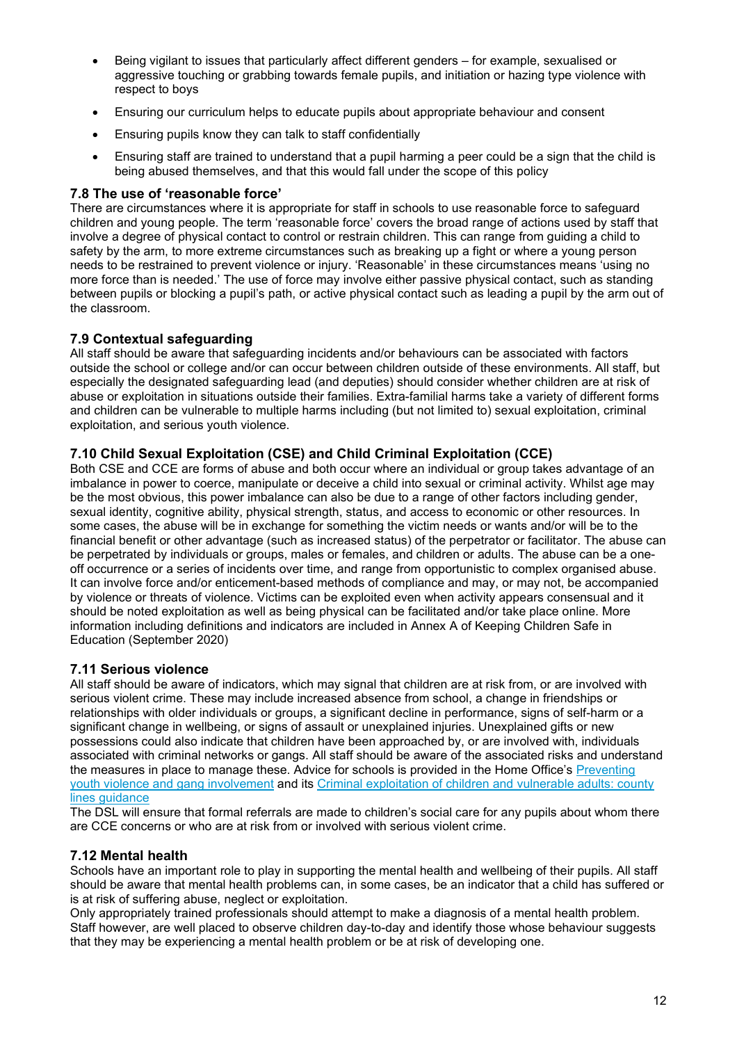- Being vigilant to issues that particularly affect different genders – for example, sexualised or aggressive touching or grabbing towards female pupils, and initiation or hazing type violence with respect to boys
- Ensuring our curriculum helps to educate pupils about appropriate behaviour and consent
- Ensuring pupils know they can talk to staff confidentially
- Ensuring staff are trained to understand that a pupil harming a peer could be a sign that the child is being abused themselves, and that this would fall under the scope of this policy

### 7.8 The use of 'reasonable force'

There are circumstances where it is appropriate for staff in schools to use reasonable force to safeguard children and young people. The term 'reasonable force' covers the broad range of actions used by staff that involve a degree of physical contact to control or restrain children. This can range from guiding a child to safety by the arm, to more extreme circumstances such as breaking up a fight or where a young person needs to be restrained to prevent violence or injury. 'Reasonable' in these circumstances means 'using no more force than is needed.' The use of force may involve either passive physical contact, such as standing between pupils or blocking a pupil's path, or active physical contact such as leading a pupil by the arm out of the classroom.

### 7.9 Contextual safeguarding

All staff should be aware that safeguarding incidents and/or behaviours can be associated with factors outside the school or college and/or can occur between children outside of these environments. All staff, but especially the designated safeguarding lead (and deputies) should consider whether children are at risk of abuse or exploitation in situations outside their families. Extra-familial harms take a variety of different forms and children can be vulnerable to multiple harms including (but not limited to) sexual exploitation, criminal exploitation, and serious youth violence.

### 7.10 Child Sexual Exploitation (CSE) and Child Criminal Exploitation (CCE)

Both CSE and CCE are forms of abuse and both occur where an individual or group takes advantage of an imbalance in power to coerce, manipulate or deceive a child into sexual or criminal activity. Whilst age may be the most obvious, this power imbalance can also be due to a range of other factors including gender, sexual identity, cognitive ability, physical strength, status, and access to economic or other resources. In some cases, the abuse will be in exchange for something the victim needs or wants and/or will be to the financial benefit or other advantage (such as increased status) of the perpetrator or facilitator. The abuse can be perpetrated by individuals or groups, males or females, and children or adults. The abuse can be a one-off occurrence or a series of incidents over time, and range from opportunistic to complex organised abuse. It can involve force and/or enticement-based methods of compliance and may, or may not, be accompanied by violence or threats of violence. Victims can be exploited even when activity appears consensual and it should be noted exploitation as well as being physical can be facilitated and/or take place online. More information including definitions and indicators are included in Annex A of Keeping Children Safe in Education (September 2020)

### 7.11 Serious violence

All staff should be aware of indicators, which may signal that children are at risk from, or are involved with serious violent crime. These may include increased absence from school, a change in friendships or relationships with older individuals or groups, a significant decline in performance, signs of self-harm or a significant change in wellbeing, or signs of assault or unexplained injuries. Unexplained gifts or new possessions could also indicate that children have been approached by, or are involved with, individuals associated with criminal networks or gangs. All staff should be aware of the associated risks and understand the measures in place to manage these. Advice for schools is provided in the Home Office's Preventing youth violence and gang involvement and its Criminal exploitation of children and vulnerable adults: county lines guidance

The DSL will ensure that formal referrals are made to children's social care for any pupils about whom there are CCE concerns or who are at risk from or involved with serious violent crime.

### 7.12 Mental health

Schools have an important role to play in supporting the mental health and wellbeing of their pupils. All staff should be aware that mental health problems can, in some cases, be an indicator that a child has suffered or is at risk of suffering abuse, neglect or exploitation.

Only appropriately trained professionals should attempt to make a diagnosis of a mental health problem. Staff however, are well placed to observe children day-to-day and identify those whose behaviour suggests that they may be experiencing a mental health problem or be at risk of developing one.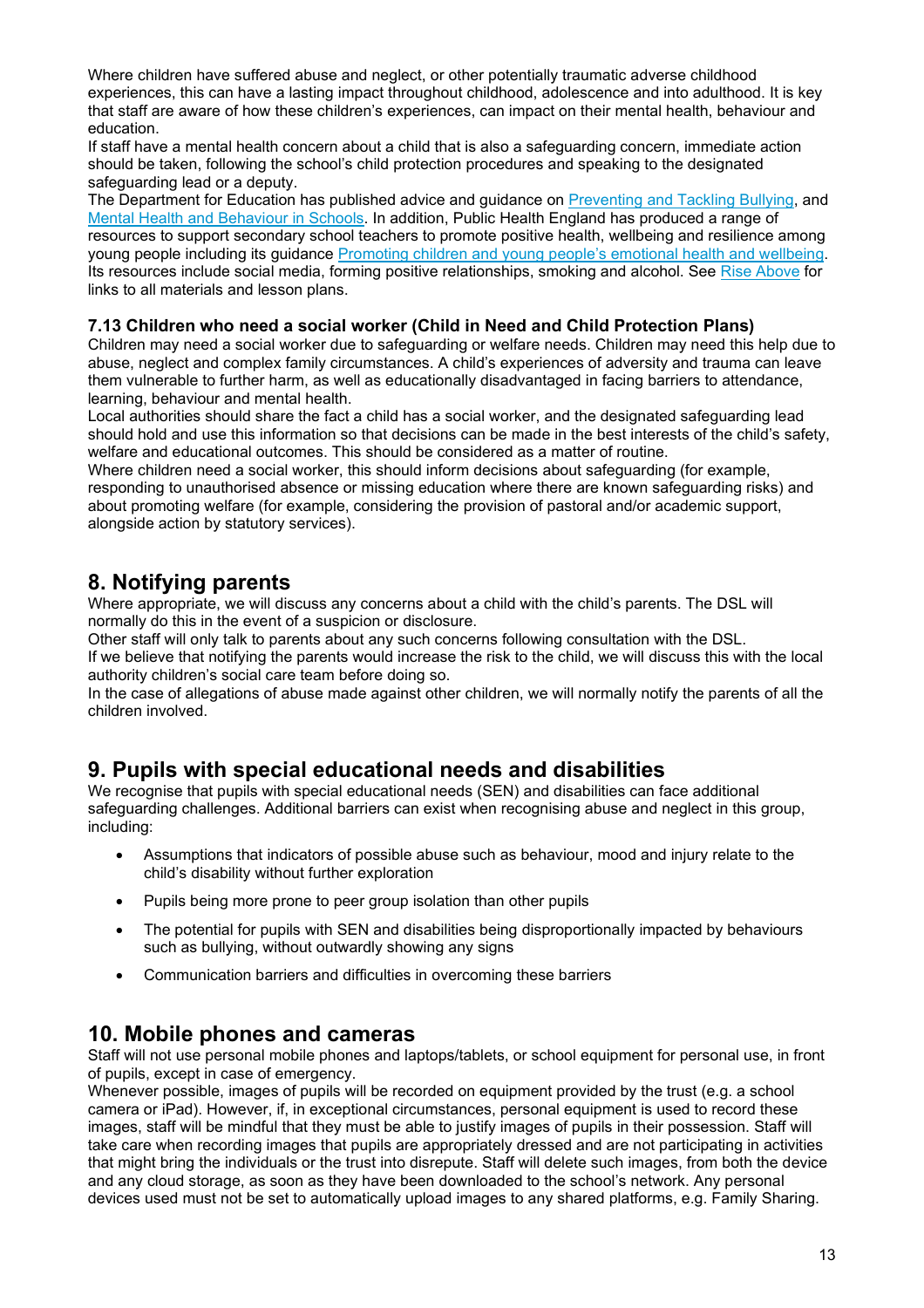Where children have suffered abuse and neglect, or other potentially traumatic adverse childhood experiences, this can have a lasting impact throughout childhood, adolescence and into adulthood. It is key that staff are aware of how these children's experiences, can impact on their mental health, behaviour and education.

If staff have a mental health concern about a child that is also a safeguarding concern, immediate action should be taken, following the school's child protection procedures and speaking to the designated safeguarding lead or a deputy.

The Department for Education has published advice and guidance on Preventing and Tackling Bullying, and Mental Health and Behaviour in Schools. In addition, Public Health England has produced a range of resources to support secondary school teachers to promote positive health, wellbeing and resilience among young people including its guidance Promoting children and young people's emotional health and wellbeing. Its resources include social media, forming positive relationships, smoking and alcohol. See Rise Above for links to all materials and lesson plans.

### 7.13 Children who need a social worker (Child in Need and Child Protection Plans)

Children may need a social worker due to safeguarding or welfare needs. Children may need this help due to abuse, neglect and complex family circumstances. A child's experiences of adversity and trauma can leave them vulnerable to further harm, as well as educationally disadvantaged in facing barriers to attendance, learning, behaviour and mental health.

Local authorities should share the fact a child has a social worker, and the designated safeguarding lead should hold and use this information so that decisions can be made in the best interests of the child's safety, welfare and educational outcomes. This should be considered as a matter of routine.

Where children need a social worker, this should inform decisions about safeguarding (for example, responding to unauthorised absence or missing education where there are known safeguarding risks) and about promoting welfare (for example, considering the provision of pastoral and/or academic support, alongside action by statutory services).

## 8. Notifying parents

Where appropriate, we will discuss any concerns about a child with the child's parents. The DSL will normally do this in the event of a suspicion or disclosure.

Other staff will only talk to parents about any such concerns following consultation with the DSL.

If we believe that notifying the parents would increase the risk to the child, we will discuss this with the local authority children's social care team before doing so.

In the case of allegations of abuse made against other children, we will normally notify the parents of all the children involved.

## 9. Pupils with special educational needs and disabilities

We recognise that pupils with special educational needs (SEN) and disabilities can face additional safeguarding challenges. Additional barriers can exist when recognising abuse and neglect in this group, including:

- Assumptions that indicators of possible abuse such as behaviour, mood and injury relate to the child's disability without further exploration
- Pupils being more prone to peer group isolation than other pupils
- The potential for pupils with SEN and disabilities being disproportionally impacted by behaviours such as bullying, without outwardly showing any signs
- Communication barriers and difficulties in overcoming these barriers

## 10. Mobile phones and cameras

Staff will not use personal mobile phones and laptops/tablets, or school equipment for personal use, in front of pupils, except in case of emergency.

Whenever possible, images of pupils will be recorded on equipment provided by the trust (e.g. a school camera or iPad). However, if, in exceptional circumstances, personal equipment is used to record these images, staff will be mindful that they must be able to justify images of pupils in their possession. Staff will take care when recording images that pupils are appropriately dressed and are not participating in activities that might bring the individuals or the trust into disrepute. Staff will delete such images, from both the device and any cloud storage, as soon as they have been downloaded to the school's network. Any personal devices used must not be set to automatically upload images to any shared platforms, e.g. Family Sharing.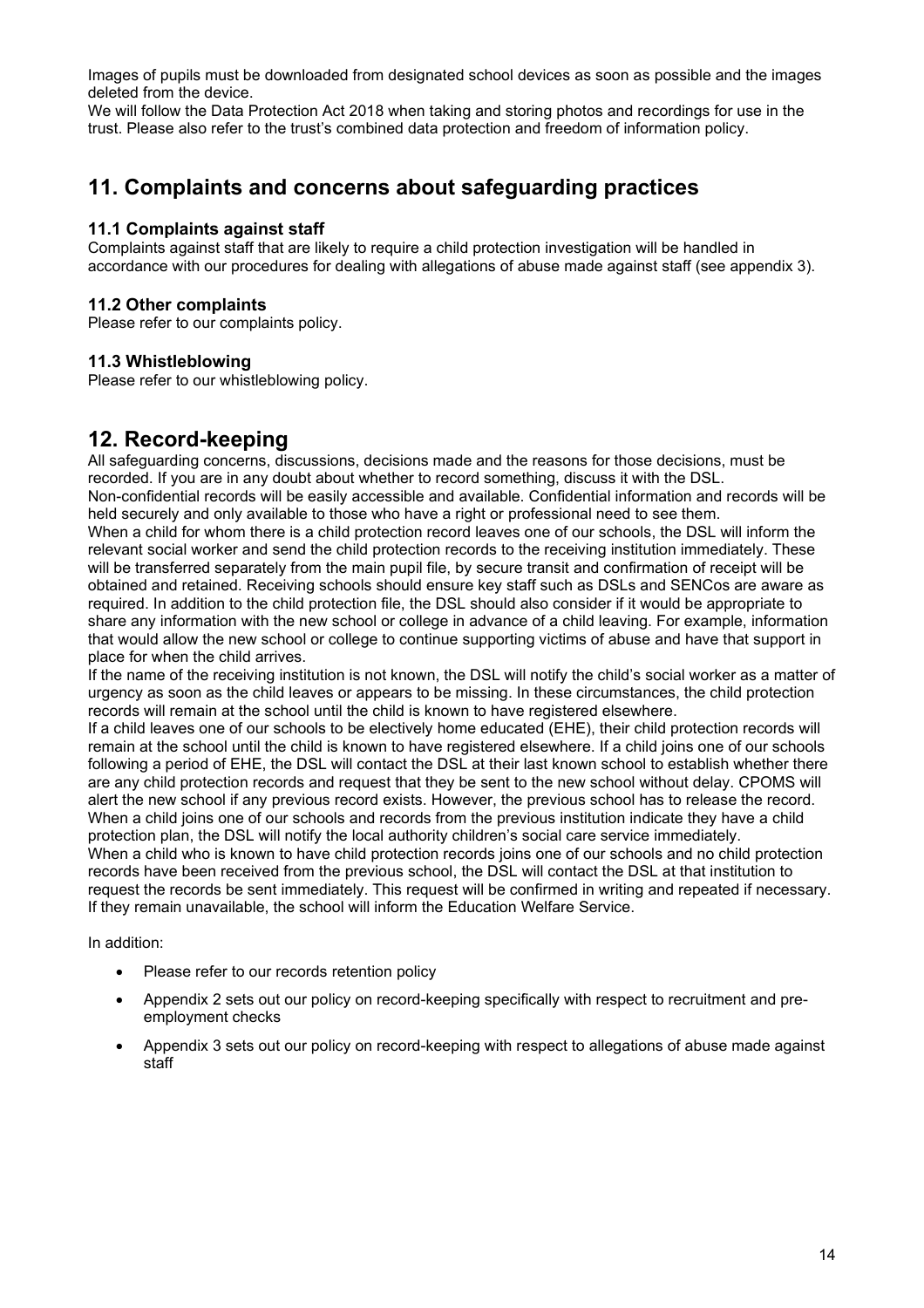Images of pupils must be downloaded from designated school devices as soon as possible and the images deleted from the device.

We will follow the Data Protection Act 2018 when taking and storing photos and recordings for use in the trust. Please also refer to the trust's combined data protection and freedom of information policy.

## 11. Complaints and concerns about safeguarding practices

### 11.1 Complaints against staff

Complaints against staff that are likely to require a child protection investigation will be handled in accordance with our procedures for dealing with allegations of abuse made against staff (see appendix 3).

### 11.2 Other complaints

Please refer to our complaints policy.

### 11.3 Whistleblowing

Please refer to our whistleblowing policy.

## 12. Record-keeping

All safeguarding concerns, discussions, decisions made and the reasons for those decisions, must be recorded. If you are in any doubt about whether to record something, discuss it with the DSL.

Non-confidential records will be easily accessible and available. Confidential information and records will be held securely and only available to those who have a right or professional need to see them.

When a child for whom there is a child protection record leaves one of our schools, the DSL will inform the relevant social worker and send the child protection records to the receiving institution immediately. These will be transferred separately from the main pupil file, by secure transit and confirmation of receipt will be obtained and retained. Receiving schools should ensure key staff such as DSLs and SENCos are aware as required. In addition to the child protection file, the DSL should also consider if it would be appropriate to share any information with the new school or college in advance of a child leaving. For example, information that would allow the new school or college to continue supporting victims of abuse and have that support in place for when the child arrives.

If the name of the receiving institution is not known, the DSL will notify the child's social worker as a matter of urgency as soon as the child leaves or appears to be missing. In these circumstances, the child protection records will remain at the school until the child is known to have registered elsewhere.

If a child leaves one of our schools to be electively home educated (EHE), their child protection records will remain at the school until the child is known to have registered elsewhere. If a child joins one of our schools following a period of EHE, the DSL will contact the DSL at their last known school to establish whether there are any child protection records and request that they be sent to the new school without delay. CPOMS will alert the new school if any previous record exists. However, the previous school has to release the record.

When a child joins one of our schools and records from the previous institution indicate they have a child protection plan, the DSL will notify the local authority children's social care service immediately.

When a child who is known to have child protection records joins one of our schools and no child protection records have been received from the previous school, the DSL will contact the DSL at that institution to request the records be sent immediately. This request will be confirmed in writing and repeated if necessary. If they remain unavailable, the school will inform the Education Welfare Service.

In addition:

- Please refer to our records retention policy
- Appendix 2 sets out our policy on record-keeping specifically with respect to recruitment and pre-employment checks
- Appendix 3 sets out our policy on record-keeping with respect to allegations of abuse made against staff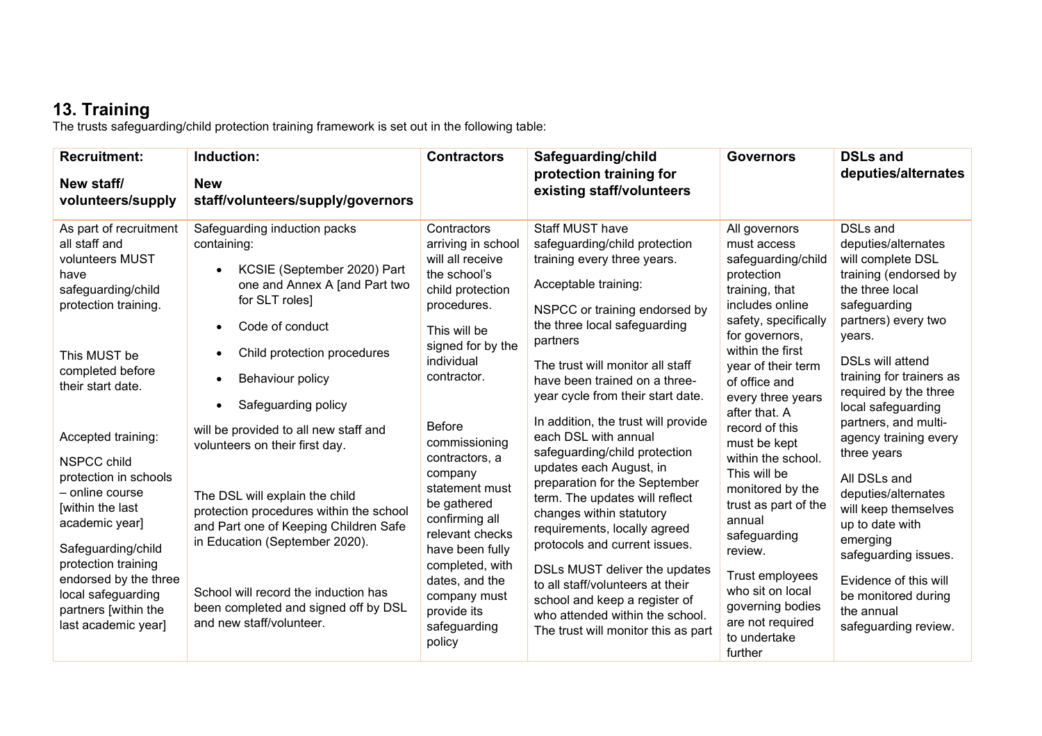## 13. Training

The trusts safeguarding/child protection training framework is set out in the following table:

| **Recruitment:** **New staff/ volunteers/supply** | **Induction:** **New staff/volunteers/supply/governors** | **Contractors** | **Safeguarding/child protection training for existing staff/volunteers** | **Governors** | **DSLs and deputies/alternates** |
|---|---|---|---|---|---|
| As part of recruitment all staff and volunteers MUST have safeguarding/child protection training.<br><br>This MUST be completed before their start date.<br><br>Accepted training:<br><br>NSPCC child protection in schools – online course [within the last academic year]<br><br>Safeguarding/child protection training endorsed by the three local safeguarding partners [within the last academic year] | Safeguarding induction packs containing:<br>• KCSIE (September 2020) Part one and Annex A [and Part two for SLT roles]<br>• Code of conduct<br>• Child protection procedures<br>• Behaviour policy<br>• Safeguarding policy<br><br>will be provided to all new staff and volunteers on their first day.<br><br>The DSL will explain the child protection procedures within the school and Part one of Keeping Children Safe in Education (September 2020).<br><br>School will record the induction has been completed and signed off by DSL and new staff/volunteer. | Contractors arriving in school will all receive the school's child protection procedures.<br><br>This will be signed for by the individual contractor.<br><br>Before commissioning contractors, a company statement must be gathered confirming all relevant checks have been fully completed, with dates, and the company must provide its safeguarding policy | Staff MUST have safeguarding/child protection training every three years.<br><br>Acceptable training:<br><br>NSPCC or training endorsed by the three local safeguarding partners<br><br>The trust will monitor all staff have been trained on a three-year cycle from their start date.<br><br>In addition, the trust will provide each DSL with annual safeguarding/child protection updates each August, in preparation for the September term. The updates will reflect changes within statutory requirements, locally agreed protocols and current issues.<br><br>DSLs MUST deliver the updates to all staff/volunteers at their school and keep a register of who attended within the school. The trust will monitor this as part | All governors must access safeguarding/child protection training, that includes online safety, specifically for governors, within the first year of their term of office and every three years after that. A record of this must be kept within the school. This will be monitored by the trust as part of the annual safeguarding review.<br><br>Trust employees who sit on local governing bodies are not required to undertake further | DSLs and deputies/alternates will complete DSL training (endorsed by the three local safeguarding partners) every two years.<br><br>DSLs will attend training for trainers as required by the three local safeguarding partners, and multi-agency training every three years<br><br>All DSLs and deputies/alternates will keep themselves up to date with emerging safeguarding issues.<br><br>Evidence of this will be monitored during the annual safeguarding review. |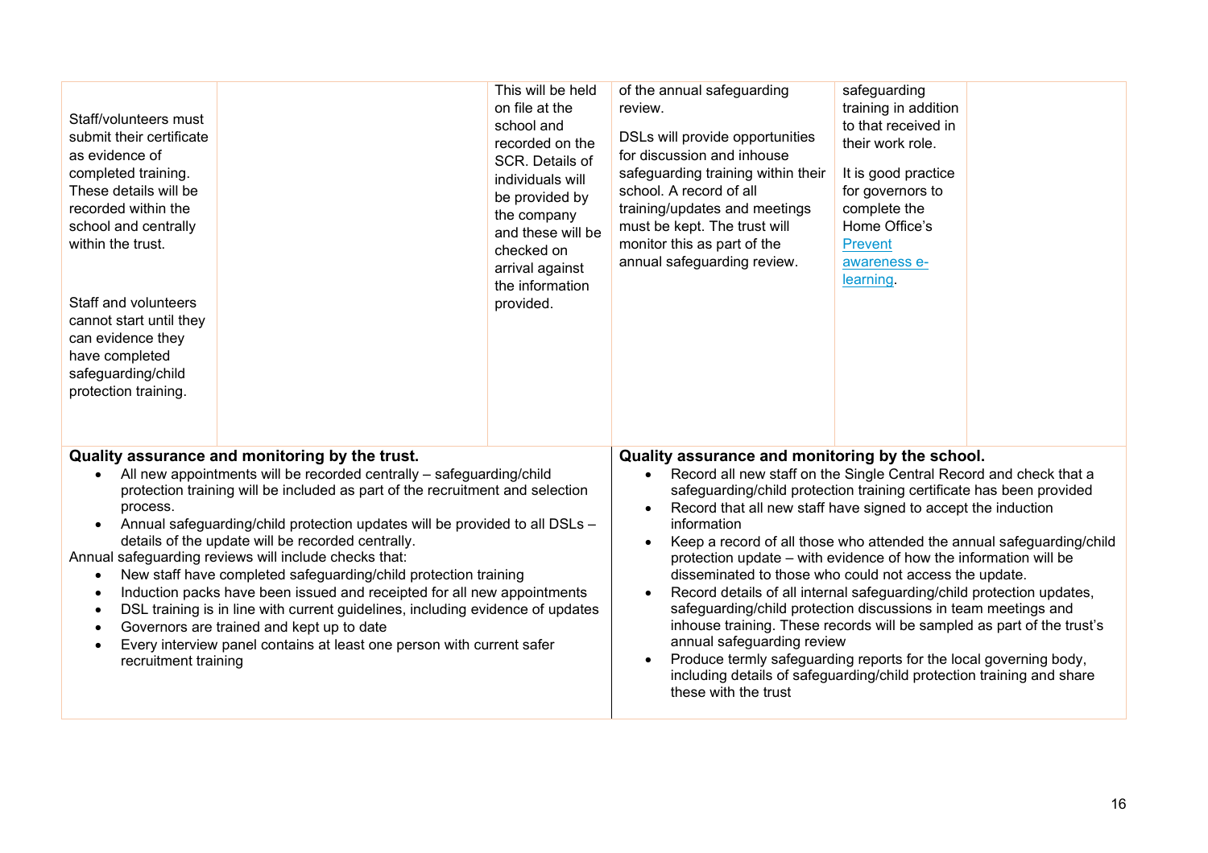| | | | | | |
|---|---|---|---|---|---|
| Staff/volunteers must submit their certificate as evidence of completed training. These details will be recorded within the school and centrally within the trust.<br><br>Staff and volunteers cannot start until they can evidence they have completed safeguarding/child protection training. | | This will be held on file at the school and recorded on the SCR. Details of individuals will be provided by the company and these will be checked on arrival against the information provided. | of the annual safeguarding review.<br><br>DSLs will provide opportunities for discussion and inhouse safeguarding training within their school. A record of all training/updates and meetings must be kept. The trust will monitor this as part of the annual safeguarding review. | safeguarding training in addition to that received in their work role.<br><br>It is good practice for governors to complete the Home Office's [Prevent awareness e-learning]. | |

**Quality assurance and monitoring by the trust.**

- All new appointments will be recorded centrally – safeguarding/child protection training will be included as part of the recruitment and selection process.
- Annual safeguarding/child protection updates will be provided to all DSLs – details of the update will be recorded centrally.

Annual safeguarding reviews will include checks that:

- New staff have completed safeguarding/child protection training
- Induction packs have been issued and receipted for all new appointments
- DSL training is in line with current guidelines, including evidence of updates
- Governors are trained and kept up to date
- Every interview panel contains at least one person with current safer recruitment training

**Quality assurance and monitoring by the school.**

- Record all new staff on the Single Central Record and check that a safeguarding/child protection training certificate has been provided
- Record that all new staff have signed to accept the induction information
- Keep a record of all those who attended the annual safeguarding/child protection update – with evidence of how the information will be disseminated to those who could not access the update.
- Record details of all internal safeguarding/child protection updates, safeguarding/child protection discussions in team meetings and inhouse training. These records will be sampled as part of the trust's annual safeguarding review
- Produce termly safeguarding reports for the local governing body, including details of safeguarding/child protection training and share these with the trust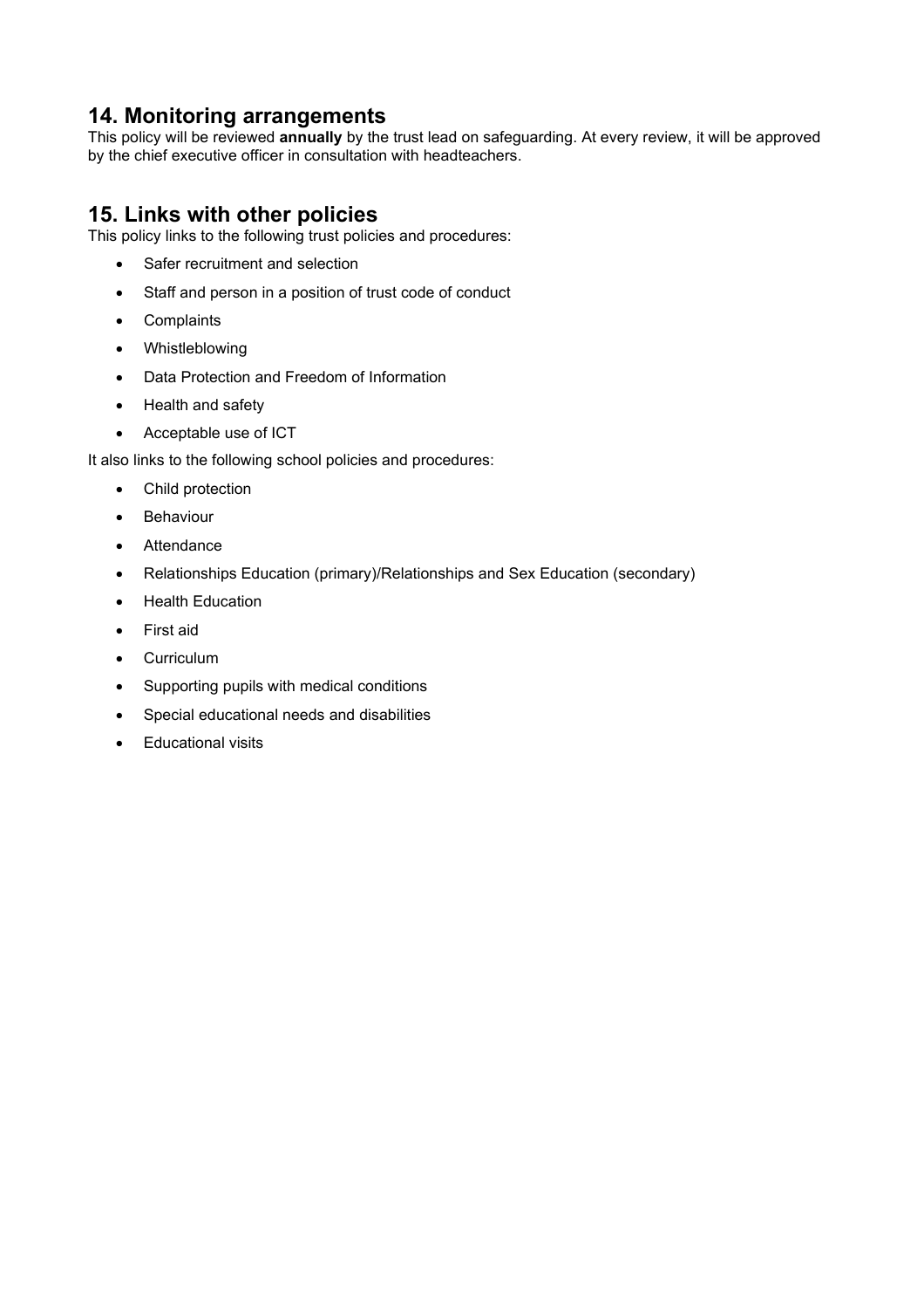## 14. Monitoring arrangements

This policy will be reviewed **annually** by the trust lead on safeguarding. At every review, it will be approved by the chief executive officer in consultation with headteachers.

## 15. Links with other policies

This policy links to the following trust policies and procedures:

- Safer recruitment and selection
- Staff and person in a position of trust code of conduct
- Complaints
- Whistleblowing
- Data Protection and Freedom of Information
- Health and safety
- Acceptable use of ICT

It also links to the following school policies and procedures:

- Child protection
- Behaviour
- Attendance
- Relationships Education (primary)/Relationships and Sex Education (secondary)
- Health Education
- First aid
- Curriculum
- Supporting pupils with medical conditions
- Special educational needs and disabilities
- Educational visits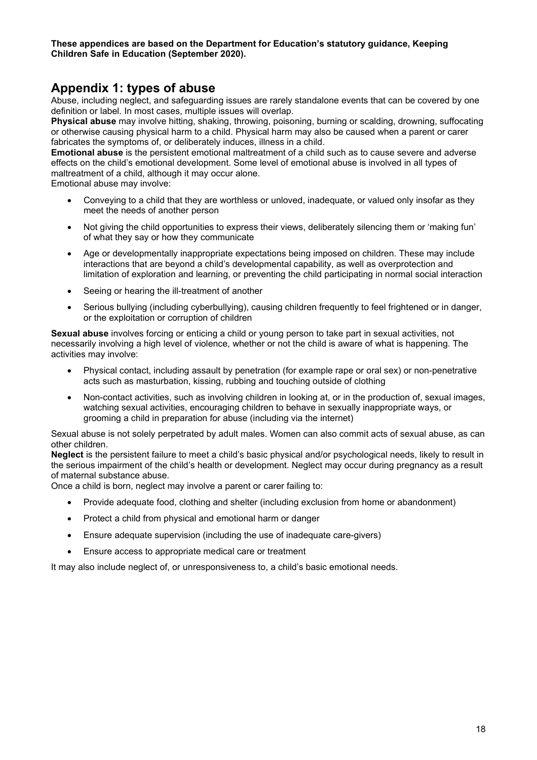**These appendices are based on the Department for Education's statutory guidance, Keeping Children Safe in Education (September 2020).**

## Appendix 1: types of abuse

Abuse, including neglect, and safeguarding issues are rarely standalone events that can be covered by one definition or label. In most cases, multiple issues will overlap.

**Physical abuse** may involve hitting, shaking, throwing, poisoning, burning or scalding, drowning, suffocating or otherwise causing physical harm to a child. Physical harm may also be caused when a parent or carer fabricates the symptoms of, or deliberately induces, illness in a child.

**Emotional abuse** is the persistent emotional maltreatment of a child such as to cause severe and adverse effects on the child's emotional development. Some level of emotional abuse is involved in all types of maltreatment of a child, although it may occur alone.

Emotional abuse may involve:

- Conveying to a child that they are worthless or unloved, inadequate, or valued only insofar as they meet the needs of another person
- Not giving the child opportunities to express their views, deliberately silencing them or 'making fun' of what they say or how they communicate
- Age or developmentally inappropriate expectations being imposed on children. These may include interactions that are beyond a child's developmental capability, as well as overprotection and limitation of exploration and learning, or preventing the child participating in normal social interaction
- Seeing or hearing the ill-treatment of another
- Serious bullying (including cyberbullying), causing children frequently to feel frightened or in danger, or the exploitation or corruption of children

**Sexual abuse** involves forcing or enticing a child or young person to take part in sexual activities, not necessarily involving a high level of violence, whether or not the child is aware of what is happening. The activities may involve:

- Physical contact, including assault by penetration (for example rape or oral sex) or non-penetrative acts such as masturbation, kissing, rubbing and touching outside of clothing
- Non-contact activities, such as involving children in looking at, or in the production of, sexual images, watching sexual activities, encouraging children to behave in sexually inappropriate ways, or grooming a child in preparation for abuse (including via the internet)

Sexual abuse is not solely perpetrated by adult males. Women can also commit acts of sexual abuse, as can other children.

**Neglect** is the persistent failure to meet a child's basic physical and/or psychological needs, likely to result in the serious impairment of the child's health or development. Neglect may occur during pregnancy as a result of maternal substance abuse.

Once a child is born, neglect may involve a parent or carer failing to:

- Provide adequate food, clothing and shelter (including exclusion from home or abandonment)
- Protect a child from physical and emotional harm or danger
- Ensure adequate supervision (including the use of inadequate care-givers)
- Ensure access to appropriate medical care or treatment

It may also include neglect of, or unresponsiveness to, a child's basic emotional needs.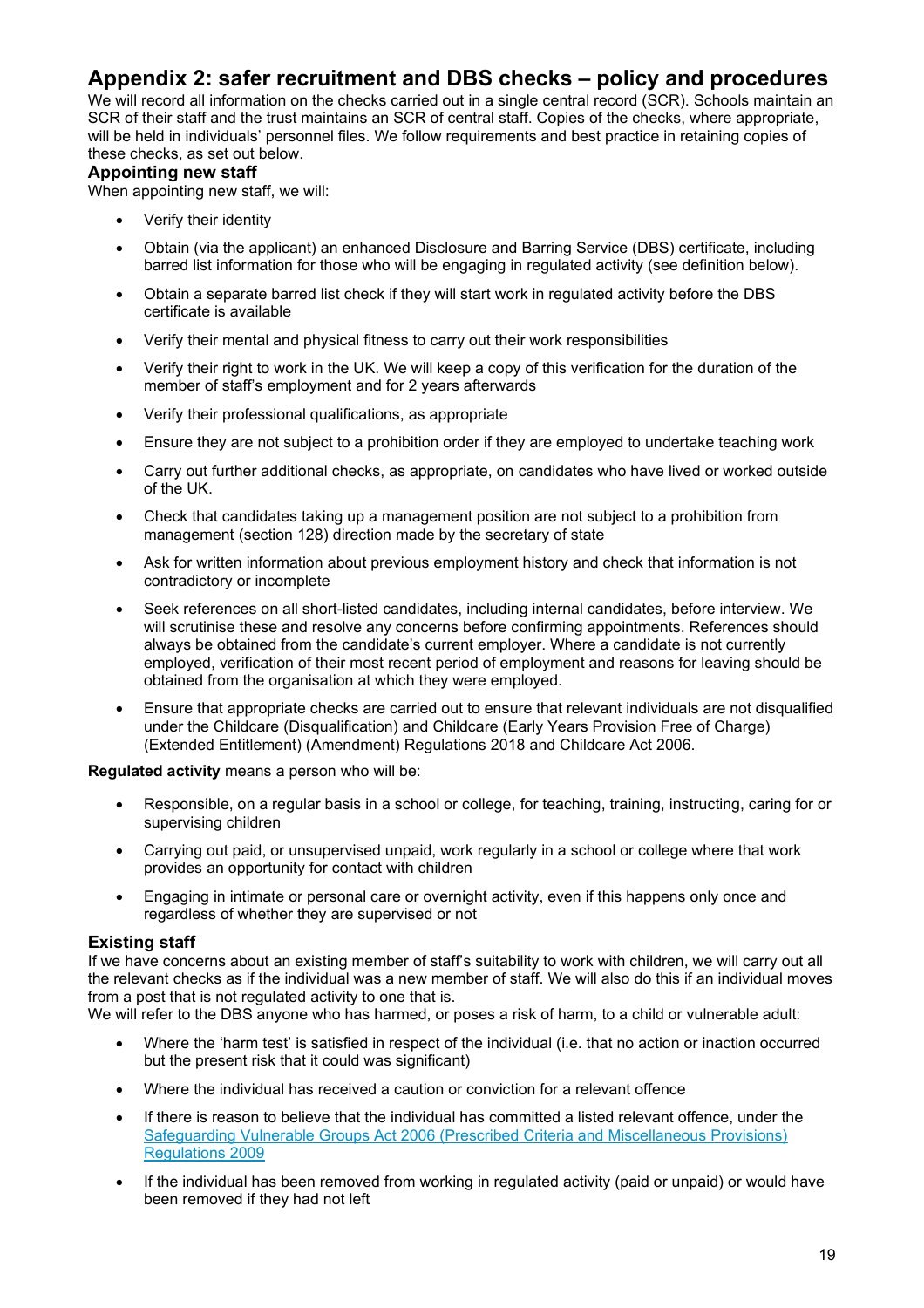# Appendix 2: safer recruitment and DBS checks – policy and procedures

We will record all information on the checks carried out in a single central record (SCR). Schools maintain an SCR of their staff and the trust maintains an SCR of central staff. Copies of the checks, where appropriate, will be held in individuals' personnel files. We follow requirements and best practice in retaining copies of these checks, as set out below.

## Appointing new staff

When appointing new staff, we will:

- Verify their identity
- Obtain (via the applicant) an enhanced Disclosure and Barring Service (DBS) certificate, including barred list information for those who will be engaging in regulated activity (see definition below).
- Obtain a separate barred list check if they will start work in regulated activity before the DBS certificate is available
- Verify their mental and physical fitness to carry out their work responsibilities
- Verify their right to work in the UK. We will keep a copy of this verification for the duration of the member of staff's employment and for 2 years afterwards
- Verify their professional qualifications, as appropriate
- Ensure they are not subject to a prohibition order if they are employed to undertake teaching work
- Carry out further additional checks, as appropriate, on candidates who have lived or worked outside of the UK.
- Check that candidates taking up a management position are not subject to a prohibition from management (section 128) direction made by the secretary of state
- Ask for written information about previous employment history and check that information is not contradictory or incomplete
- Seek references on all short-listed candidates, including internal candidates, before interview. We will scrutinise these and resolve any concerns before confirming appointments. References should always be obtained from the candidate's current employer. Where a candidate is not currently employed, verification of their most recent period of employment and reasons for leaving should be obtained from the organisation at which they were employed.
- Ensure that appropriate checks are carried out to ensure that relevant individuals are not disqualified under the Childcare (Disqualification) and Childcare (Early Years Provision Free of Charge) (Extended Entitlement) (Amendment) Regulations 2018 and Childcare Act 2006.

**Regulated activity** means a person who will be:

- Responsible, on a regular basis in a school or college, for teaching, training, instructing, caring for or supervising children
- Carrying out paid, or unsupervised unpaid, work regularly in a school or college where that work provides an opportunity for contact with children
- Engaging in intimate or personal care or overnight activity, even if this happens only once and regardless of whether they are supervised or not

## Existing staff

If we have concerns about an existing member of staff's suitability to work with children, we will carry out all the relevant checks as if the individual was a new member of staff. We will also do this if an individual moves from a post that is not regulated activity to one that is.

We will refer to the DBS anyone who has harmed, or poses a risk of harm, to a child or vulnerable adult:

- Where the 'harm test' is satisfied in respect of the individual (i.e. that no action or inaction occurred but the present risk that it could was significant)
- Where the individual has received a caution or conviction for a relevant offence
- If there is reason to believe that the individual has committed a listed relevant offence, under the [Safeguarding Vulnerable Groups Act 2006 (Prescribed Criteria and Miscellaneous Provisions) Regulations 2009]
- If the individual has been removed from working in regulated activity (paid or unpaid) or would have been removed if they had not left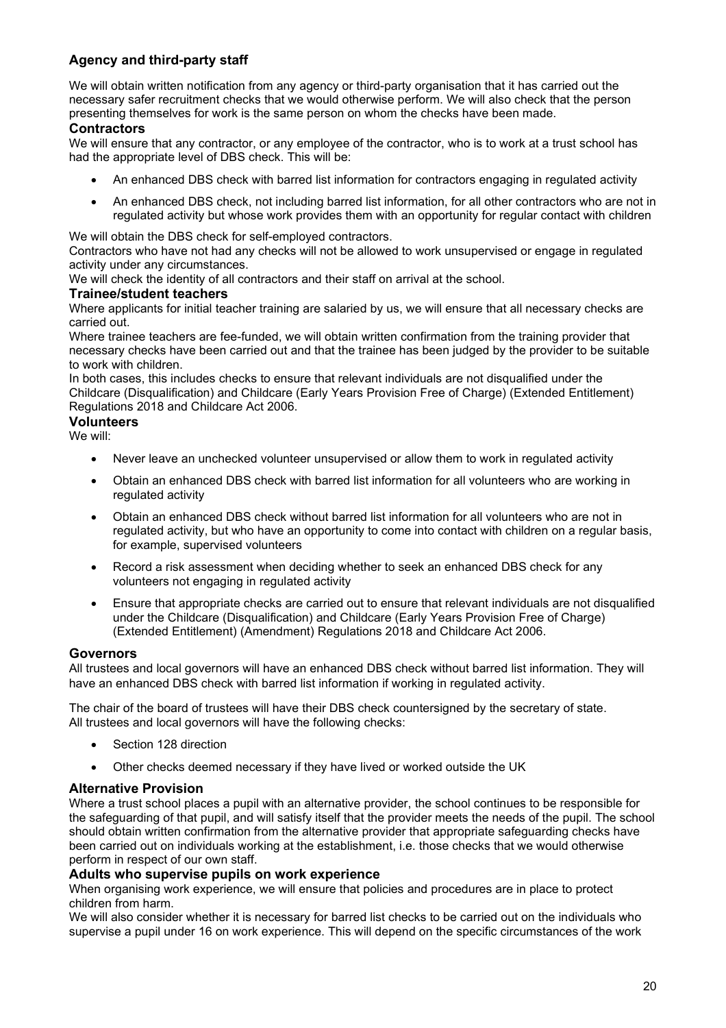### Agency and third-party staff

We will obtain written notification from any agency or third-party organisation that it has carried out the necessary safer recruitment checks that we would otherwise perform. We will also check that the person presenting themselves for work is the same person on whom the checks have been made.

#### Contractors

We will ensure that any contractor, or any employee of the contractor, who is to work at a trust school has had the appropriate level of DBS check. This will be:

- An enhanced DBS check with barred list information for contractors engaging in regulated activity
- An enhanced DBS check, not including barred list information, for all other contractors who are not in regulated activity but whose work provides them with an opportunity for regular contact with children

We will obtain the DBS check for self-employed contractors.

Contractors who have not had any checks will not be allowed to work unsupervised or engage in regulated activity under any circumstances.

We will check the identity of all contractors and their staff on arrival at the school.

#### Trainee/student teachers

Where applicants for initial teacher training are salaried by us, we will ensure that all necessary checks are carried out.

Where trainee teachers are fee-funded, we will obtain written confirmation from the training provider that necessary checks have been carried out and that the trainee has been judged by the provider to be suitable to work with children.

In both cases, this includes checks to ensure that relevant individuals are not disqualified under the Childcare (Disqualification) and Childcare (Early Years Provision Free of Charge) (Extended Entitlement) Regulations 2018 and Childcare Act 2006.

#### Volunteers

We will:

- Never leave an unchecked volunteer unsupervised or allow them to work in regulated activity
- Obtain an enhanced DBS check with barred list information for all volunteers who are working in regulated activity
- Obtain an enhanced DBS check without barred list information for all volunteers who are not in regulated activity, but who have an opportunity to come into contact with children on a regular basis, for example, supervised volunteers
- Record a risk assessment when deciding whether to seek an enhanced DBS check for any volunteers not engaging in regulated activity
- Ensure that appropriate checks are carried out to ensure that relevant individuals are not disqualified under the Childcare (Disqualification) and Childcare (Early Years Provision Free of Charge) (Extended Entitlement) (Amendment) Regulations 2018 and Childcare Act 2006.

#### Governors

All trustees and local governors will have an enhanced DBS check without barred list information. They will have an enhanced DBS check with barred list information if working in regulated activity.

The chair of the board of trustees will have their DBS check countersigned by the secretary of state.

All trustees and local governors will have the following checks:

- Section 128 direction
- Other checks deemed necessary if they have lived or worked outside the UK

#### Alternative Provision

Where a trust school places a pupil with an alternative provider, the school continues to be responsible for the safeguarding of that pupil, and will satisfy itself that the provider meets the needs of the pupil. The school should obtain written confirmation from the alternative provider that appropriate safeguarding checks have been carried out on individuals working at the establishment, i.e. those checks that we would otherwise perform in respect of our own staff.

#### Adults who supervise pupils on work experience

When organising work experience, we will ensure that policies and procedures are in place to protect children from harm.

We will also consider whether it is necessary for barred list checks to be carried out on the individuals who supervise a pupil under 16 on work experience. This will depend on the specific circumstances of the work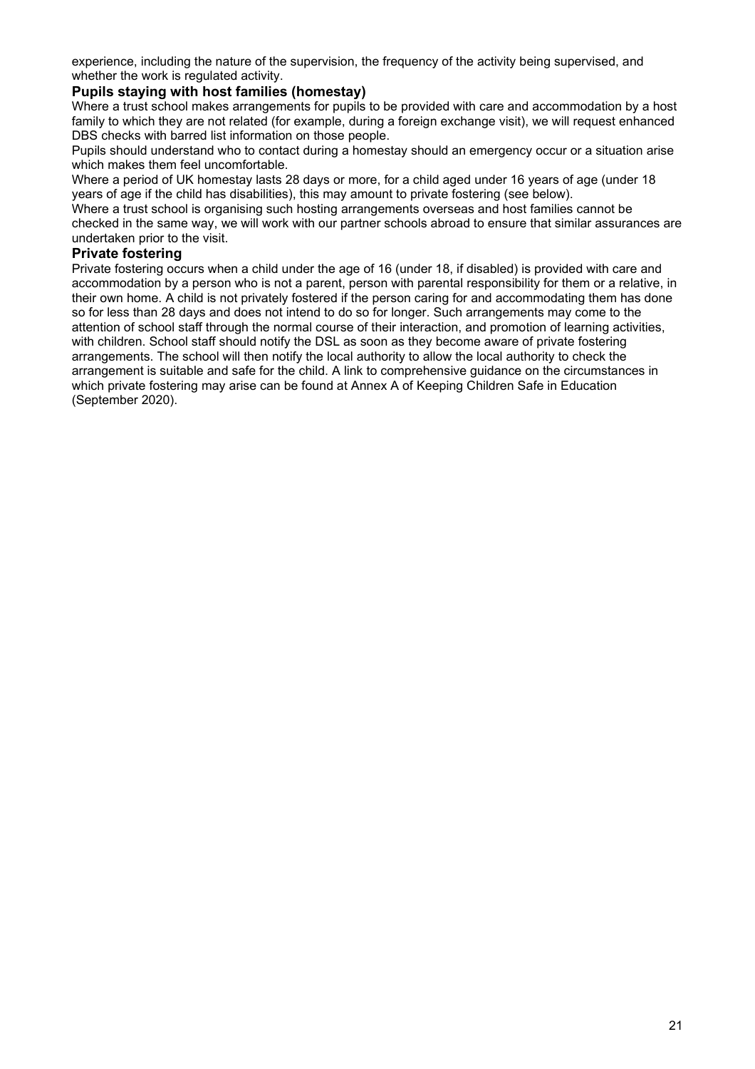experience, including the nature of the supervision, the frequency of the activity being supervised, and whether the work is regulated activity.

### Pupils staying with host families (homestay)

Where a trust school makes arrangements for pupils to be provided with care and accommodation by a host family to which they are not related (for example, during a foreign exchange visit), we will request enhanced DBS checks with barred list information on those people.

Pupils should understand who to contact during a homestay should an emergency occur or a situation arise which makes them feel uncomfortable.

Where a period of UK homestay lasts 28 days or more, for a child aged under 16 years of age (under 18 years of age if the child has disabilities), this may amount to private fostering (see below).

Where a trust school is organising such hosting arrangements overseas and host families cannot be checked in the same way, we will work with our partner schools abroad to ensure that similar assurances are undertaken prior to the visit.

### Private fostering

Private fostering occurs when a child under the age of 16 (under 18, if disabled) is provided with care and accommodation by a person who is not a parent, person with parental responsibility for them or a relative, in their own home. A child is not privately fostered if the person caring for and accommodating them has done so for less than 28 days and does not intend to do so for longer. Such arrangements may come to the attention of school staff through the normal course of their interaction, and promotion of learning activities, with children. School staff should notify the DSL as soon as they become aware of private fostering arrangements. The school will then notify the local authority to allow the local authority to check the arrangement is suitable and safe for the child. A link to comprehensive guidance on the circumstances in which private fostering may arise can be found at Annex A of Keeping Children Safe in Education (September 2020).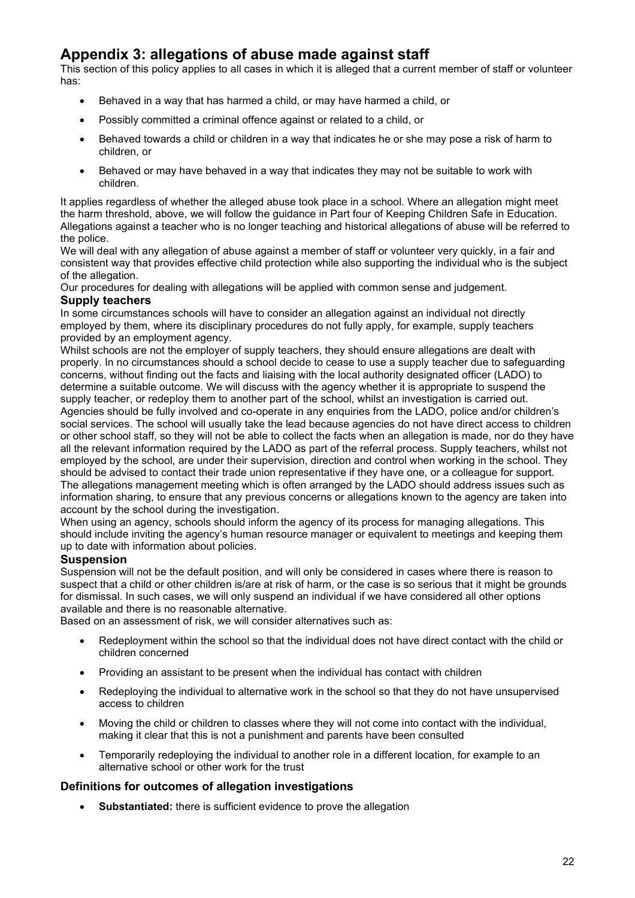## Appendix 3: allegations of abuse made against staff

This section of this policy applies to all cases in which it is alleged that a current member of staff or volunteer has:

- Behaved in a way that has harmed a child, or may have harmed a child, or
- Possibly committed a criminal offence against or related to a child, or
- Behaved towards a child or children in a way that indicates he or she may pose a risk of harm to children, or
- Behaved or may have behaved in a way that indicates they may not be suitable to work with children.

It applies regardless of whether the alleged abuse took place in a school. Where an allegation might meet the harm threshold, above, we will follow the guidance in Part four of Keeping Children Safe in Education. Allegations against a teacher who is no longer teaching and historical allegations of abuse will be referred to the police.

We will deal with any allegation of abuse against a member of staff or volunteer very quickly, in a fair and consistent way that provides effective child protection while also supporting the individual who is the subject of the allegation.

Our procedures for dealing with allegations will be applied with common sense and judgement.

### Supply teachers

In some circumstances schools will have to consider an allegation against an individual not directly employed by them, where its disciplinary procedures do not fully apply, for example, supply teachers provided by an employment agency.

Whilst schools are not the employer of supply teachers, they should ensure allegations are dealt with properly. In no circumstances should a school decide to cease to use a supply teacher due to safeguarding concerns, without finding out the facts and liaising with the local authority designated officer (LADO) to determine a suitable outcome. We will discuss with the agency whether it is appropriate to suspend the supply teacher, or redeploy them to another part of the school, whilst an investigation is carried out.

Agencies should be fully involved and co-operate in any enquiries from the LADO, police and/or children's social services. The school will usually take the lead because agencies do not have direct access to children or other school staff, so they will not be able to collect the facts when an allegation is made, nor do they have all the relevant information required by the LADO as part of the referral process. Supply teachers, whilst not employed by the school, are under their supervision, direction and control when working in the school. They should be advised to contact their trade union representative if they have one, or a colleague for support. The allegations management meeting which is often arranged by the LADO should address issues such as information sharing, to ensure that any previous concerns or allegations known to the agency are taken into account by the school during the investigation.

When using an agency, schools should inform the agency of its process for managing allegations. This should include inviting the agency's human resource manager or equivalent to meetings and keeping them up to date with information about policies.

### Suspension

Suspension will not be the default position, and will only be considered in cases where there is reason to suspect that a child or other children is/are at risk of harm, or the case is so serious that it might be grounds for dismissal. In such cases, we will only suspend an individual if we have considered all other options available and there is no reasonable alternative.

Based on an assessment of risk, we will consider alternatives such as:

- Redeployment within the school so that the individual does not have direct contact with the child or children concerned
- Providing an assistant to be present when the individual has contact with children
- Redeploying the individual to alternative work in the school so that they do not have unsupervised access to children
- Moving the child or children to classes where they will not come into contact with the individual, making it clear that this is not a punishment and parents have been consulted
- Temporarily redeploying the individual to another role in a different location, for example to an alternative school or other work for the trust

### Definitions for outcomes of allegation investigations

- **Substantiated:** there is sufficient evidence to prove the allegation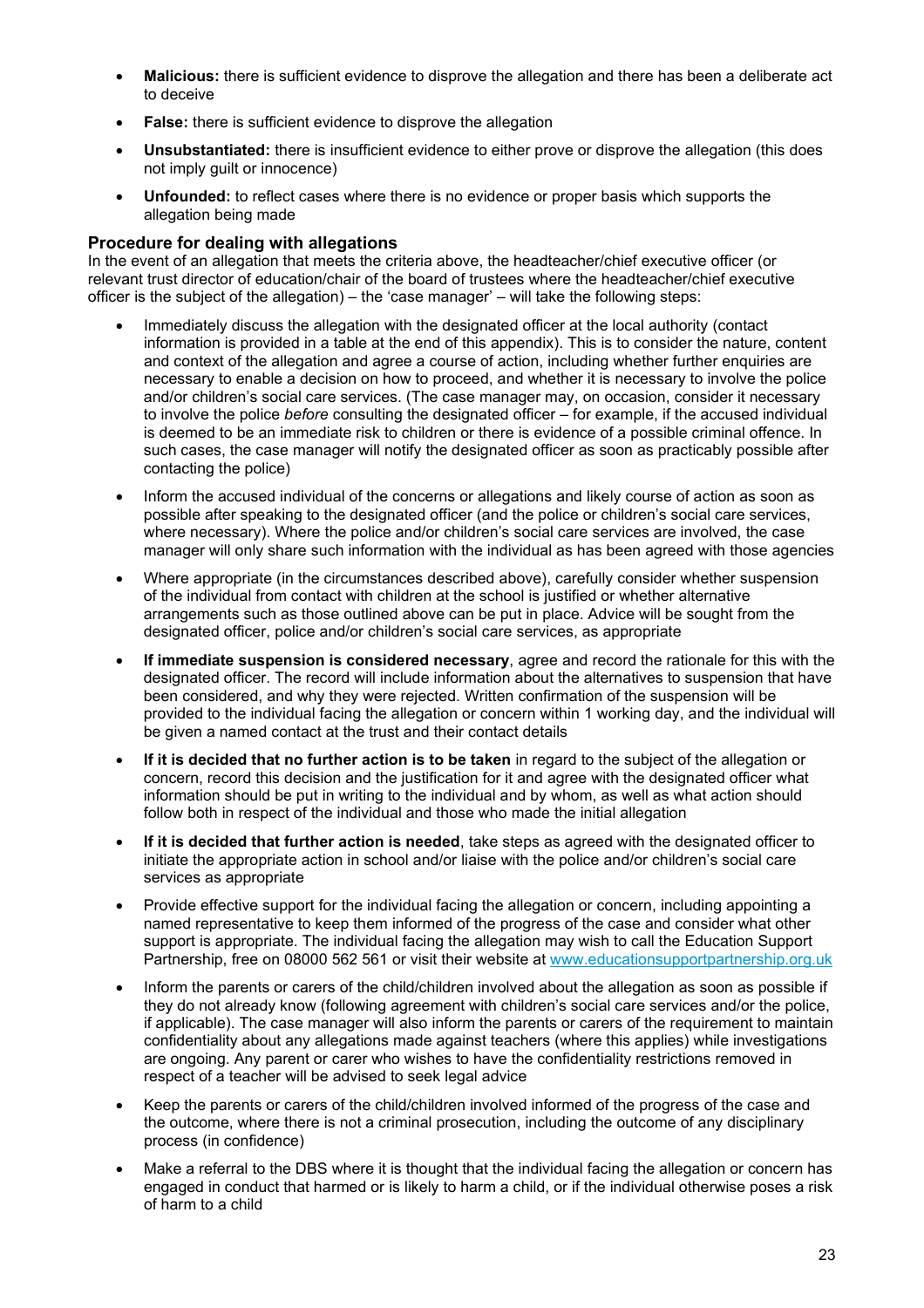- **Malicious:** there is sufficient evidence to disprove the allegation and there has been a deliberate act to deceive
- **False:** there is sufficient evidence to disprove the allegation
- **Unsubstantiated:** there is insufficient evidence to either prove or disprove the allegation (this does not imply guilt or innocence)
- **Unfounded:** to reflect cases where there is no evidence or proper basis which supports the allegation being made

### Procedure for dealing with allegations

In the event of an allegation that meets the criteria above, the headteacher/chief executive officer (or relevant trust director of education/chair of the board of trustees where the headteacher/chief executive officer is the subject of the allegation) – the 'case manager' – will take the following steps:

- Immediately discuss the allegation with the designated officer at the local authority (contact information is provided in a table at the end of this appendix). This is to consider the nature, content and context of the allegation and agree a course of action, including whether further enquiries are necessary to enable a decision on how to proceed, and whether it is necessary to involve the police and/or children's social care services. (The case manager may, on occasion, consider it necessary to involve the police *before* consulting the designated officer – for example, if the accused individual is deemed to be an immediate risk to children or there is evidence of a possible criminal offence. In such cases, the case manager will notify the designated officer as soon as practicably possible after contacting the police)
- Inform the accused individual of the concerns or allegations and likely course of action as soon as possible after speaking to the designated officer (and the police or children's social care services, where necessary). Where the police and/or children's social care services are involved, the case manager will only share such information with the individual as has been agreed with those agencies
- Where appropriate (in the circumstances described above), carefully consider whether suspension of the individual from contact with children at the school is justified or whether alternative arrangements such as those outlined above can be put in place. Advice will be sought from the designated officer, police and/or children's social care services, as appropriate
- **If immediate suspension is considered necessary**, agree and record the rationale for this with the designated officer. The record will include information about the alternatives to suspension that have been considered, and why they were rejected. Written confirmation of the suspension will be provided to the individual facing the allegation or concern within 1 working day, and the individual will be given a named contact at the trust and their contact details
- **If it is decided that no further action is to be taken** in regard to the subject of the allegation or concern, record this decision and the justification for it and agree with the designated officer what information should be put in writing to the individual and by whom, as well as what action should follow both in respect of the individual and those who made the initial allegation
- **If it is decided that further action is needed**, take steps as agreed with the designated officer to initiate the appropriate action in school and/or liaise with the police and/or children's social care services as appropriate
- Provide effective support for the individual facing the allegation or concern, including appointing a named representative to keep them informed of the progress of the case and consider what other support is appropriate. The individual facing the allegation may wish to call the Education Support Partnership, free on 08000 562 561 or visit their website at [www.educationsupportpartnership.org.uk](http://www.educationsupportpartnership.org.uk)
- Inform the parents or carers of the child/children involved about the allegation as soon as possible if they do not already know (following agreement with children's social care services and/or the police, if applicable). The case manager will also inform the parents or carers of the requirement to maintain confidentiality about any allegations made against teachers (where this applies) while investigations are ongoing. Any parent or carer who wishes to have the confidentiality restrictions removed in respect of a teacher will be advised to seek legal advice
- Keep the parents or carers of the child/children involved informed of the progress of the case and the outcome, where there is not a criminal prosecution, including the outcome of any disciplinary process (in confidence)
- Make a referral to the DBS where it is thought that the individual facing the allegation or concern has engaged in conduct that harmed or is likely to harm a child, or if the individual otherwise poses a risk of harm to a child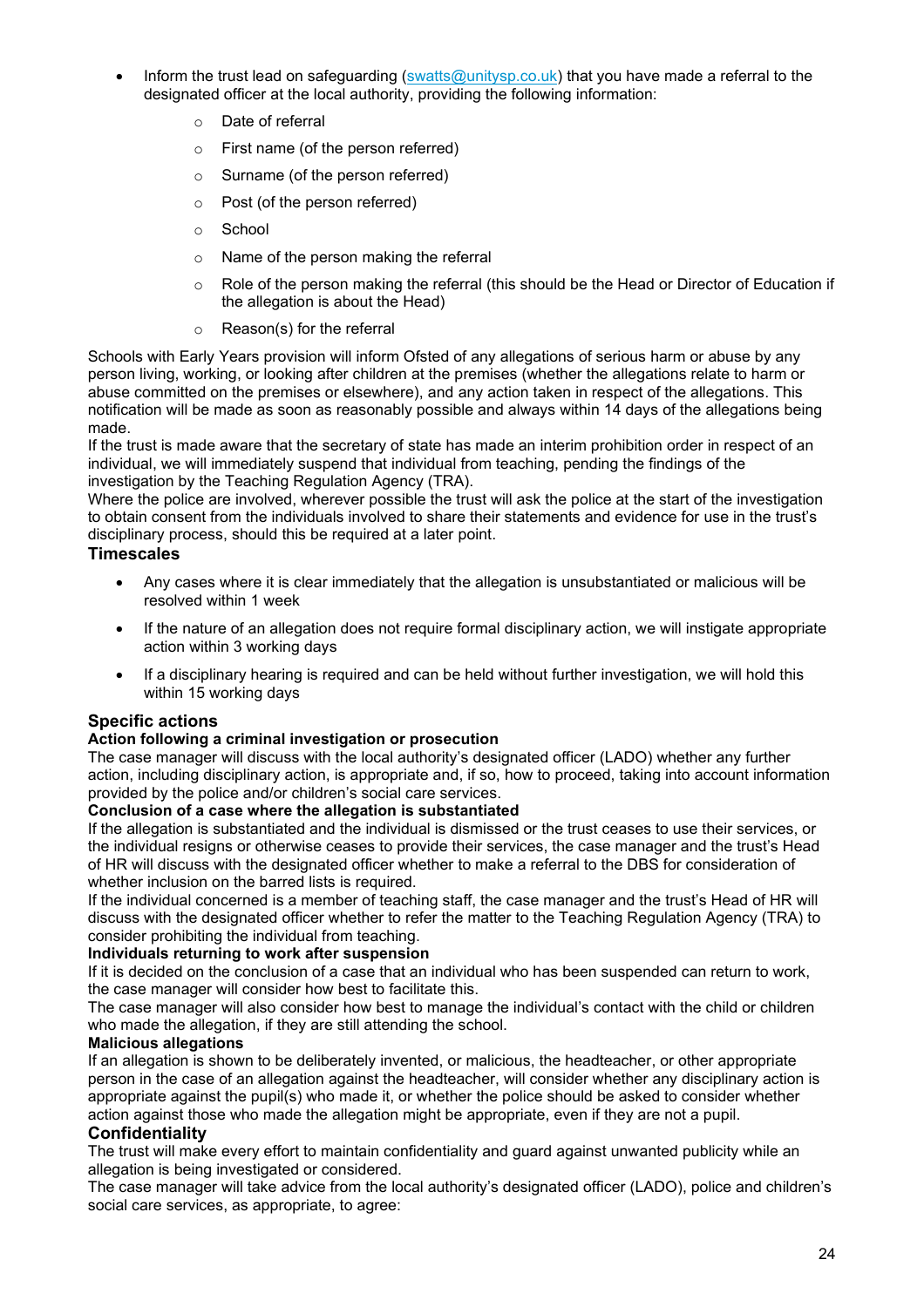- Inform the trust lead on safeguarding (swatts@unitysp.co.uk) that you have made a referral to the designated officer at the local authority, providing the following information:
    - Date of referral
    - First name (of the person referred)
    - Surname (of the person referred)
    - Post (of the person referred)
    - School
    - Name of the person making the referral
    - Role of the person making the referral (this should be the Head or Director of Education if the allegation is about the Head)
    - Reason(s) for the referral

Schools with Early Years provision will inform Ofsted of any allegations of serious harm or abuse by any person living, working, or looking after children at the premises (whether the allegations relate to harm or abuse committed on the premises or elsewhere), and any action taken in respect of the allegations. This notification will be made as soon as reasonably possible and always within 14 days of the allegations being made.

If the trust is made aware that the secretary of state has made an interim prohibition order in respect of an individual, we will immediately suspend that individual from teaching, pending the findings of the investigation by the Teaching Regulation Agency (TRA).

Where the police are involved, wherever possible the trust will ask the police at the start of the investigation to obtain consent from the individuals involved to share their statements and evidence for use in the trust's disciplinary process, should this be required at a later point.

## Timescales

- Any cases where it is clear immediately that the allegation is unsubstantiated or malicious will be resolved within 1 week
- If the nature of an allegation does not require formal disciplinary action, we will instigate appropriate action within 3 working days
- If a disciplinary hearing is required and can be held without further investigation, we will hold this within 15 working days

## Specific actions

### Action following a criminal investigation or prosecution

The case manager will discuss with the local authority's designated officer (LADO) whether any further action, including disciplinary action, is appropriate and, if so, how to proceed, taking into account information provided by the police and/or children's social care services.

### Conclusion of a case where the allegation is substantiated

If the allegation is substantiated and the individual is dismissed or the trust ceases to use their services, or the individual resigns or otherwise ceases to provide their services, the case manager and the trust's Head of HR will discuss with the designated officer whether to make a referral to the DBS for consideration of whether inclusion on the barred lists is required.

If the individual concerned is a member of teaching staff, the case manager and the trust's Head of HR will discuss with the designated officer whether to refer the matter to the Teaching Regulation Agency (TRA) to consider prohibiting the individual from teaching.

### Individuals returning to work after suspension

If it is decided on the conclusion of a case that an individual who has been suspended can return to work, the case manager will consider how best to facilitate this.

The case manager will also consider how best to manage the individual's contact with the child or children who made the allegation, if they are still attending the school.

### Malicious allegations

If an allegation is shown to be deliberately invented, or malicious, the headteacher, or other appropriate person in the case of an allegation against the headteacher, will consider whether any disciplinary action is appropriate against the pupil(s) who made it, or whether the police should be asked to consider whether action against those who made the allegation might be appropriate, even if they are not a pupil.

## Confidentiality

The trust will make every effort to maintain confidentiality and guard against unwanted publicity while an allegation is being investigated or considered.

The case manager will take advice from the local authority's designated officer (LADO), police and children's social care services, as appropriate, to agree: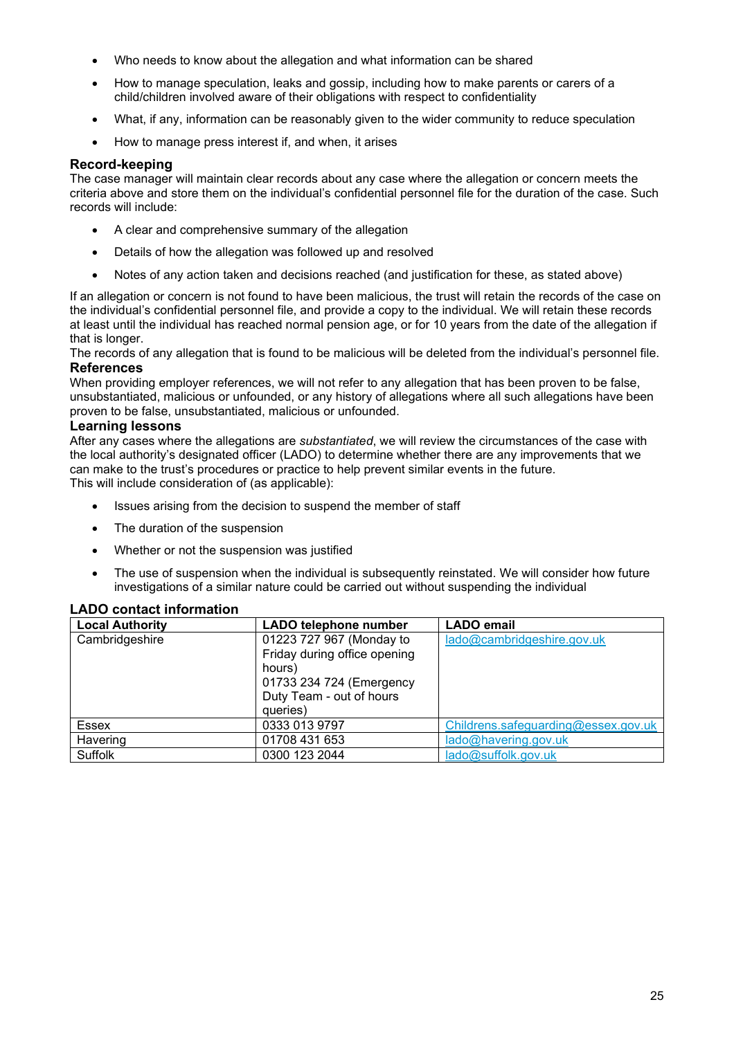- Who needs to know about the allegation and what information can be shared
- How to manage speculation, leaks and gossip, including how to make parents or carers of a child/children involved aware of their obligations with respect to confidentiality
- What, if any, information can be reasonably given to the wider community to reduce speculation
- How to manage press interest if, and when, it arises

## Record-keeping

The case manager will maintain clear records about any case where the allegation or concern meets the criteria above and store them on the individual's confidential personnel file for the duration of the case. Such records will include:

- A clear and comprehensive summary of the allegation
- Details of how the allegation was followed up and resolved
- Notes of any action taken and decisions reached (and justification for these, as stated above)

If an allegation or concern is not found to have been malicious, the trust will retain the records of the case on the individual's confidential personnel file, and provide a copy to the individual. We will retain these records at least until the individual has reached normal pension age, or for 10 years from the date of the allegation if that is longer.

The records of any allegation that is found to be malicious will be deleted from the individual's personnel file.

## References

When providing employer references, we will not refer to any allegation that has been proven to be false, unsubstantiated, malicious or unfounded, or any history of allegations where all such allegations have been proven to be false, unsubstantiated, malicious or unfounded.

## Learning lessons

After any cases where the allegations are *substantiated*, we will review the circumstances of the case with the local authority's designated officer (LADO) to determine whether there are any improvements that we can make to the trust's procedures or practice to help prevent similar events in the future.

This will include consideration of (as applicable):

- Issues arising from the decision to suspend the member of staff
- The duration of the suspension
- Whether or not the suspension was justified
- The use of suspension when the individual is subsequently reinstated. We will consider how future investigations of a similar nature could be carried out without suspending the individual

## LADO contact information

| Local Authority | LADO telephone number | LADO email |
|---|---|---|
| Cambridgeshire | 01223 727 967 (Monday to Friday during office opening hours)<br>01733 234 724 (Emergency Duty Team - out of hours queries) | lado@cambridgeshire.gov.uk |
| Essex | 0333 013 9797 | Childrens.safeguarding@essex.gov.uk |
| Havering | 01708 431 653 | lado@havering.gov.uk |
| Suffolk | 0300 123 2044 | lado@suffolk.gov.uk |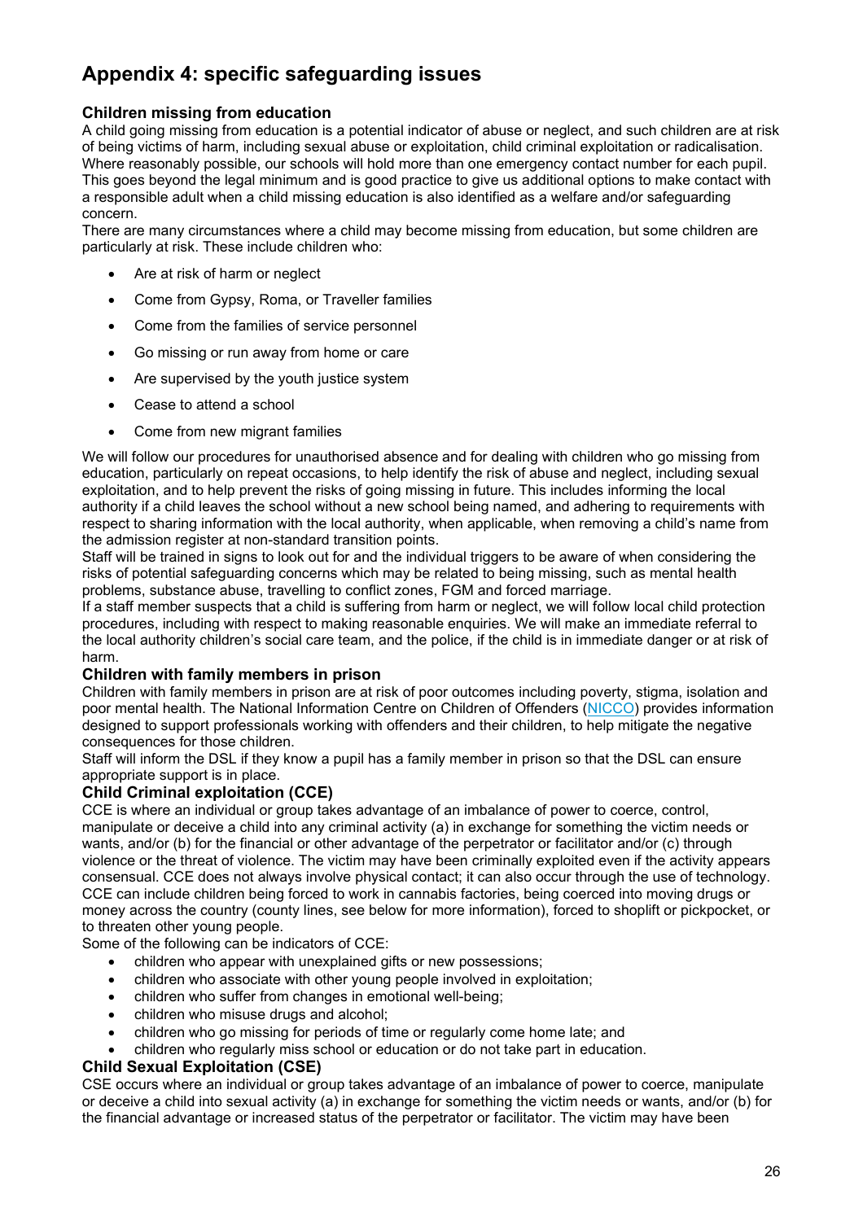# Appendix 4: specific safeguarding issues

### Children missing from education

A child going missing from education is a potential indicator of abuse or neglect, and such children are at risk of being victims of harm, including sexual abuse or exploitation, child criminal exploitation or radicalisation. Where reasonably possible, our schools will hold more than one emergency contact number for each pupil. This goes beyond the legal minimum and is good practice to give us additional options to make contact with a responsible adult when a child missing education is also identified as a welfare and/or safeguarding concern.

There are many circumstances where a child may become missing from education, but some children are particularly at risk. These include children who:

- Are at risk of harm or neglect
- Come from Gypsy, Roma, or Traveller families
- Come from the families of service personnel
- Go missing or run away from home or care
- Are supervised by the youth justice system
- Cease to attend a school
- Come from new migrant families

We will follow our procedures for unauthorised absence and for dealing with children who go missing from education, particularly on repeat occasions, to help identify the risk of abuse and neglect, including sexual exploitation, and to help prevent the risks of going missing in future. This includes informing the local authority if a child leaves the school without a new school being named, and adhering to requirements with respect to sharing information with the local authority, when applicable, when removing a child's name from the admission register at non-standard transition points.

Staff will be trained in signs to look out for and the individual triggers to be aware of when considering the risks of potential safeguarding concerns which may be related to being missing, such as mental health problems, substance abuse, travelling to conflict zones, FGM and forced marriage.

If a staff member suspects that a child is suffering from harm or neglect, we will follow local child protection procedures, including with respect to making reasonable enquiries. We will make an immediate referral to the local authority children's social care team, and the police, if the child is in immediate danger or at risk of harm.

### Children with family members in prison

Children with family members in prison are at risk of poor outcomes including poverty, stigma, isolation and poor mental health. The National Information Centre on Children of Offenders (NICCO) provides information designed to support professionals working with offenders and their children, to help mitigate the negative consequences for those children.

Staff will inform the DSL if they know a pupil has a family member in prison so that the DSL can ensure appropriate support is in place.

### Child Criminal exploitation (CCE)

CCE is where an individual or group takes advantage of an imbalance of power to coerce, control, manipulate or deceive a child into any criminal activity (a) in exchange for something the victim needs or wants, and/or (b) for the financial or other advantage of the perpetrator or facilitator and/or (c) through violence or the threat of violence. The victim may have been criminally exploited even if the activity appears consensual. CCE does not always involve physical contact; it can also occur through the use of technology. CCE can include children being forced to work in cannabis factories, being coerced into moving drugs or money across the country (county lines, see below for more information), forced to shoplift or pickpocket, or to threaten other young people.

Some of the following can be indicators of CCE:

- children who appear with unexplained gifts or new possessions;
- children who associate with other young people involved in exploitation;
- children who suffer from changes in emotional well-being;
- children who misuse drugs and alcohol;
- children who go missing for periods of time or regularly come home late; and
- children who regularly miss school or education or do not take part in education.

### Child Sexual Exploitation (CSE)

CSE occurs where an individual or group takes advantage of an imbalance of power to coerce, manipulate or deceive a child into sexual activity (a) in exchange for something the victim needs or wants, and/or (b) for the financial advantage or increased status of the perpetrator or facilitator. The victim may have been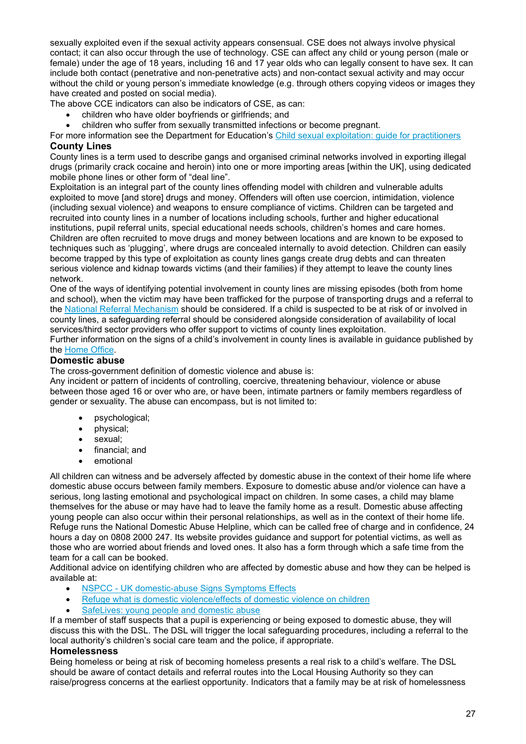sexually exploited even if the sexual activity appears consensual. CSE does not always involve physical contact; it can also occur through the use of technology. CSE can affect any child or young person (male or female) under the age of 18 years, including 16 and 17 year olds who can legally consent to have sex. It can include both contact (penetrative and non-penetrative acts) and non-contact sexual activity and may occur without the child or young person's immediate knowledge (e.g. through others copying videos or images they have created and posted on social media).

The above CCE indicators can also be indicators of CSE, as can:

- children who have older boyfriends or girlfriends; and
- children who suffer from sexually transmitted infections or become pregnant.

For more information see the Department for Education's Child sexual exploitation: guide for practitioners

### County Lines

County lines is a term used to describe gangs and organised criminal networks involved in exporting illegal drugs (primarily crack cocaine and heroin) into one or more importing areas [within the UK], using dedicated mobile phone lines or other form of "deal line".

Exploitation is an integral part of the county lines offending model with children and vulnerable adults exploited to move [and store] drugs and money. Offenders will often use coercion, intimidation, violence (including sexual violence) and weapons to ensure compliance of victims. Children can be targeted and recruited into county lines in a number of locations including schools, further and higher educational institutions, pupil referral units, special educational needs schools, children's homes and care homes. Children are often recruited to move drugs and money between locations and are known to be exposed to techniques such as 'plugging', where drugs are concealed internally to avoid detection. Children can easily become trapped by this type of exploitation as county lines gangs create drug debts and can threaten serious violence and kidnap towards victims (and their families) if they attempt to leave the county lines network.

One of the ways of identifying potential involvement in county lines are missing episodes (both from home and school), when the victim may have been trafficked for the purpose of transporting drugs and a referral to the National Referral Mechanism should be considered. If a child is suspected to be at risk of or involved in county lines, a safeguarding referral should be considered alongside consideration of availability of local services/third sector providers who offer support to victims of county lines exploitation.

Further information on the signs of a child's involvement in county lines is available in guidance published by the Home Office.

### Domestic abuse

The cross-government definition of domestic violence and abuse is:

Any incident or pattern of incidents of controlling, coercive, threatening behaviour, violence or abuse between those aged 16 or over who are, or have been, intimate partners or family members regardless of gender or sexuality. The abuse can encompass, but is not limited to:

- psychological;
- physical;
- sexual;
- financial; and
- emotional

All children can witness and be adversely affected by domestic abuse in the context of their home life where domestic abuse occurs between family members. Exposure to domestic abuse and/or violence can have a serious, long lasting emotional and psychological impact on children. In some cases, a child may blame themselves for the abuse or may have had to leave the family home as a result. Domestic abuse affecting young people can also occur within their personal relationships, as well as in the context of their home life.

Refuge runs the National Domestic Abuse Helpline, which can be called free of charge and in confidence, 24 hours a day on 0808 2000 247. Its website provides guidance and support for potential victims, as well as those who are worried about friends and loved ones. It also has a form through which a safe time from the team for a call can be booked.

Additional advice on identifying children who are affected by domestic abuse and how they can be helped is available at:

- NSPCC - UK domestic-abuse Signs Symptoms Effects
- Refuge what is domestic violence/effects of domestic violence on children
- SafeLives: young people and domestic abuse

If a member of staff suspects that a pupil is experiencing or being exposed to domestic abuse, they will discuss this with the DSL. The DSL will trigger the local safeguarding procedures, including a referral to the local authority's children's social care team and the police, if appropriate.

### Homelessness

Being homeless or being at risk of becoming homeless presents a real risk to a child's welfare. The DSL should be aware of contact details and referral routes into the Local Housing Authority so they can raise/progress concerns at the earliest opportunity. Indicators that a family may be at risk of homelessness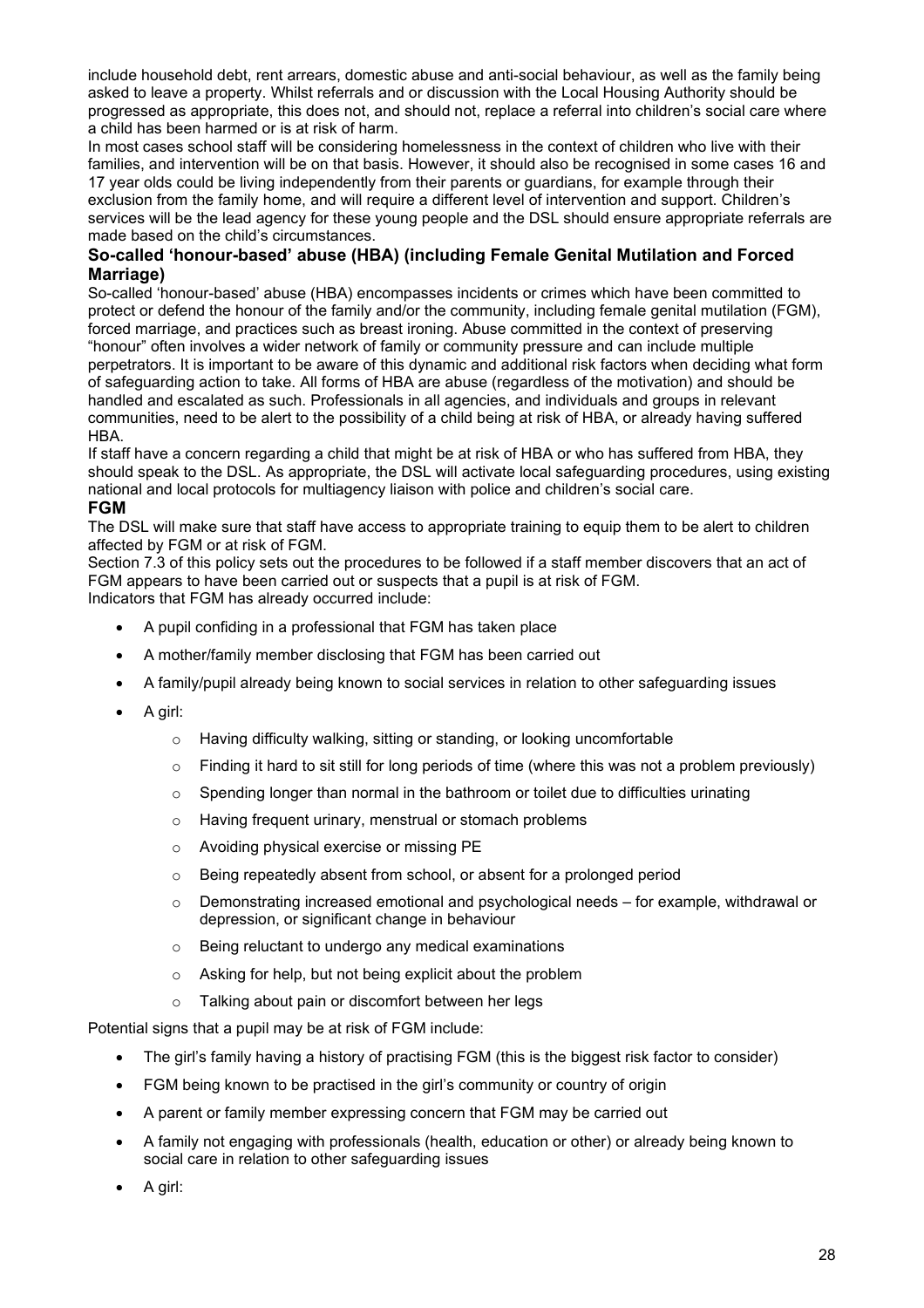include household debt, rent arrears, domestic abuse and anti-social behaviour, as well as the family being asked to leave a property. Whilst referrals and or discussion with the Local Housing Authority should be progressed as appropriate, this does not, and should not, replace a referral into children's social care where a child has been harmed or is at risk of harm.

In most cases school staff will be considering homelessness in the context of children who live with their families, and intervention will be on that basis. However, it should also be recognised in some cases 16 and 17 year olds could be living independently from their parents or guardians, for example through their exclusion from the family home, and will require a different level of intervention and support. Children's services will be the lead agency for these young people and the DSL should ensure appropriate referrals are made based on the child's circumstances.

### So-called 'honour-based' abuse (HBA) (including Female Genital Mutilation and Forced Marriage)

So-called 'honour-based' abuse (HBA) encompasses incidents or crimes which have been committed to protect or defend the honour of the family and/or the community, including female genital mutilation (FGM), forced marriage, and practices such as breast ironing. Abuse committed in the context of preserving "honour" often involves a wider network of family or community pressure and can include multiple perpetrators. It is important to be aware of this dynamic and additional risk factors when deciding what form of safeguarding action to take. All forms of HBA are abuse (regardless of the motivation) and should be handled and escalated as such. Professionals in all agencies, and individuals and groups in relevant communities, need to be alert to the possibility of a child being at risk of HBA, or already having suffered HBA.

If staff have a concern regarding a child that might be at risk of HBA or who has suffered from HBA, they should speak to the DSL. As appropriate, the DSL will activate local safeguarding procedures, using existing national and local protocols for multiagency liaison with police and children's social care.

### FGM

The DSL will make sure that staff have access to appropriate training to equip them to be alert to children affected by FGM or at risk of FGM.

Section 7.3 of this policy sets out the procedures to be followed if a staff member discovers that an act of FGM appears to have been carried out or suspects that a pupil is at risk of FGM.

Indicators that FGM has already occurred include:

- A pupil confiding in a professional that FGM has taken place
- A mother/family member disclosing that FGM has been carried out
- A family/pupil already being known to social services in relation to other safeguarding issues
- A girl:
  - Having difficulty walking, sitting or standing, or looking uncomfortable
  - Finding it hard to sit still for long periods of time (where this was not a problem previously)
  - Spending longer than normal in the bathroom or toilet due to difficulties urinating
  - Having frequent urinary, menstrual or stomach problems
  - Avoiding physical exercise or missing PE
  - Being repeatedly absent from school, or absent for a prolonged period
  - Demonstrating increased emotional and psychological needs – for example, withdrawal or depression, or significant change in behaviour
  - Being reluctant to undergo any medical examinations
  - Asking for help, but not being explicit about the problem
  - Talking about pain or discomfort between her legs

Potential signs that a pupil may be at risk of FGM include:

- The girl's family having a history of practising FGM (this is the biggest risk factor to consider)
- FGM being known to be practised in the girl's community or country of origin
- A parent or family member expressing concern that FGM may be carried out
- A family not engaging with professionals (health, education or other) or already being known to social care in relation to other safeguarding issues
- A girl: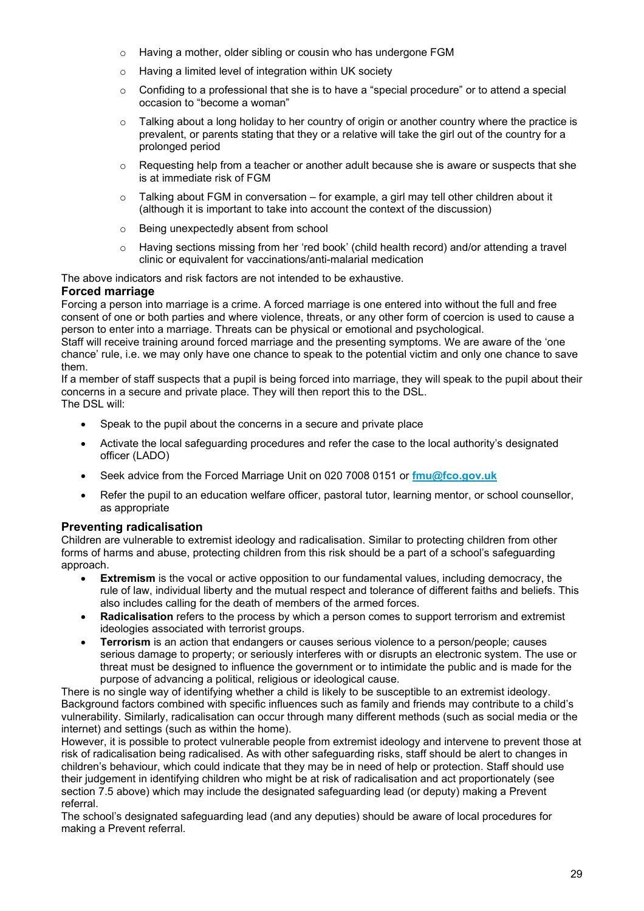- Having a mother, older sibling or cousin who has undergone FGM
- Having a limited level of integration within UK society
- Confiding to a professional that she is to have a "special procedure" or to attend a special occasion to "become a woman"
- Talking about a long holiday to her country of origin or another country where the practice is prevalent, or parents stating that they or a relative will take the girl out of the country for a prolonged period
- Requesting help from a teacher or another adult because she is aware or suspects that she is at immediate risk of FGM
- Talking about FGM in conversation – for example, a girl may tell other children about it (although it is important to take into account the context of the discussion)
- Being unexpectedly absent from school
- Having sections missing from her 'red book' (child health record) and/or attending a travel clinic or equivalent for vaccinations/anti-malarial medication

The above indicators and risk factors are not intended to be exhaustive.

### Forced marriage

Forcing a person into marriage is a crime. A forced marriage is one entered into without the full and free consent of one or both parties and where violence, threats, or any other form of coercion is used to cause a person to enter into a marriage. Threats can be physical or emotional and psychological.

Staff will receive training around forced marriage and the presenting symptoms. We are aware of the 'one chance' rule, i.e. we may only have one chance to speak to the potential victim and only one chance to save them.

If a member of staff suspects that a pupil is being forced into marriage, they will speak to the pupil about their concerns in a secure and private place. They will then report this to the DSL.

The DSL will:

- Speak to the pupil about the concerns in a secure and private place
- Activate the local safeguarding procedures and refer the case to the local authority's designated officer (LADO)
- Seek advice from the Forced Marriage Unit on 020 7008 0151 or **fmu@fco.gov.uk**
- Refer the pupil to an education welfare officer, pastoral tutor, learning mentor, or school counsellor, as appropriate

### Preventing radicalisation

Children are vulnerable to extremist ideology and radicalisation. Similar to protecting children from other forms of harms and abuse, protecting children from this risk should be a part of a school's safeguarding approach.

- **Extremism** is the vocal or active opposition to our fundamental values, including democracy, the rule of law, individual liberty and the mutual respect and tolerance of different faiths and beliefs. This also includes calling for the death of members of the armed forces.
- **Radicalisation** refers to the process by which a person comes to support terrorism and extremist ideologies associated with terrorist groups.
- **Terrorism** is an action that endangers or causes serious violence to a person/people; causes serious damage to property; or seriously interferes with or disrupts an electronic system. The use or threat must be designed to influence the government or to intimidate the public and is made for the purpose of advancing a political, religious or ideological cause.

There is no single way of identifying whether a child is likely to be susceptible to an extremist ideology. Background factors combined with specific influences such as family and friends may contribute to a child's vulnerability. Similarly, radicalisation can occur through many different methods (such as social media or the internet) and settings (such as within the home).

However, it is possible to protect vulnerable people from extremist ideology and intervene to prevent those at risk of radicalisation being radicalised. As with other safeguarding risks, staff should be alert to changes in children's behaviour, which could indicate that they may be in need of help or protection. Staff should use their judgement in identifying children who might be at risk of radicalisation and act proportionately (see section 7.5 above) which may include the designated safeguarding lead (or deputy) making a Prevent referral.

The school's designated safeguarding lead (and any deputies) should be aware of local procedures for making a Prevent referral.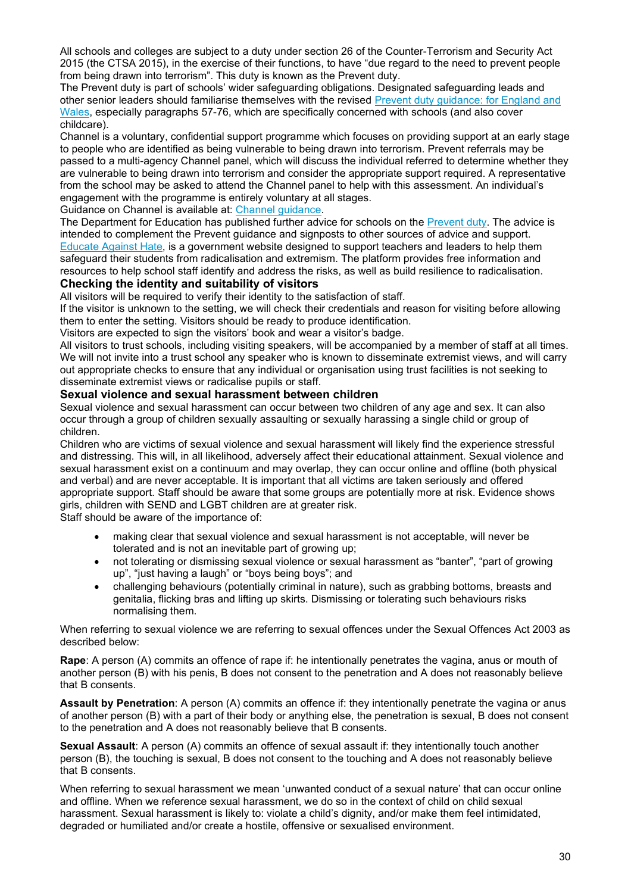All schools and colleges are subject to a duty under section 26 of the Counter-Terrorism and Security Act 2015 (the CTSA 2015), in the exercise of their functions, to have "due regard to the need to prevent people from being drawn into terrorism". This duty is known as the Prevent duty.

The Prevent duty is part of schools' wider safeguarding obligations. Designated safeguarding leads and other senior leaders should familiarise themselves with the revised Prevent duty guidance: for England and Wales, especially paragraphs 57-76, which are specifically concerned with schools (and also cover childcare).

Channel is a voluntary, confidential support programme which focuses on providing support at an early stage to people who are identified as being vulnerable to being drawn into terrorism. Prevent referrals may be passed to a multi-agency Channel panel, which will discuss the individual referred to determine whether they are vulnerable to being drawn into terrorism and consider the appropriate support required. A representative from the school may be asked to attend the Channel panel to help with this assessment. An individual's engagement with the programme is entirely voluntary at all stages.

Guidance on Channel is available at: Channel guidance.

The Department for Education has published further advice for schools on the Prevent duty. The advice is intended to complement the Prevent guidance and signposts to other sources of advice and support.

Educate Against Hate, is a government website designed to support teachers and leaders to help them safeguard their students from radicalisation and extremism. The platform provides free information and resources to help school staff identify and address the risks, as well as build resilience to radicalisation.

## Checking the identity and suitability of visitors

All visitors will be required to verify their identity to the satisfaction of staff.

If the visitor is unknown to the setting, we will check their credentials and reason for visiting before allowing them to enter the setting. Visitors should be ready to produce identification.

Visitors are expected to sign the visitors' book and wear a visitor's badge.

All visitors to trust schools, including visiting speakers, will be accompanied by a member of staff at all times. We will not invite into a trust school any speaker who is known to disseminate extremist views, and will carry out appropriate checks to ensure that any individual or organisation using trust facilities is not seeking to disseminate extremist views or radicalise pupils or staff.

## Sexual violence and sexual harassment between children

Sexual violence and sexual harassment can occur between two children of any age and sex. It can also occur through a group of children sexually assaulting or sexually harassing a single child or group of children.

Children who are victims of sexual violence and sexual harassment will likely find the experience stressful and distressing. This will, in all likelihood, adversely affect their educational attainment. Sexual violence and sexual harassment exist on a continuum and may overlap, they can occur online and offline (both physical and verbal) and are never acceptable. It is important that all victims are taken seriously and offered appropriate support. Staff should be aware that some groups are potentially more at risk. Evidence shows girls, children with SEND and LGBT children are at greater risk.

Staff should be aware of the importance of:

- making clear that sexual violence and sexual harassment is not acceptable, will never be tolerated and is not an inevitable part of growing up;
- not tolerating or dismissing sexual violence or sexual harassment as "banter", "part of growing up", "just having a laugh" or "boys being boys"; and
- challenging behaviours (potentially criminal in nature), such as grabbing bottoms, breasts and genitalia, flicking bras and lifting up skirts. Dismissing or tolerating such behaviours risks normalising them.

When referring to sexual violence we are referring to sexual offences under the Sexual Offences Act 2003 as described below:

**Rape**: A person (A) commits an offence of rape if: he intentionally penetrates the vagina, anus or mouth of another person (B) with his penis, B does not consent to the penetration and A does not reasonably believe that B consents.

**Assault by Penetration**: A person (A) commits an offence if: they intentionally penetrate the vagina or anus of another person (B) with a part of their body or anything else, the penetration is sexual, B does not consent to the penetration and A does not reasonably believe that B consents.

**Sexual Assault**: A person (A) commits an offence of sexual assault if: they intentionally touch another person (B), the touching is sexual, B does not consent to the touching and A does not reasonably believe that B consents.

When referring to sexual harassment we mean 'unwanted conduct of a sexual nature' that can occur online and offline. When we reference sexual harassment, we do so in the context of child on child sexual harassment. Sexual harassment is likely to: violate a child's dignity, and/or make them feel intimidated, degraded or humiliated and/or create a hostile, offensive or sexualised environment.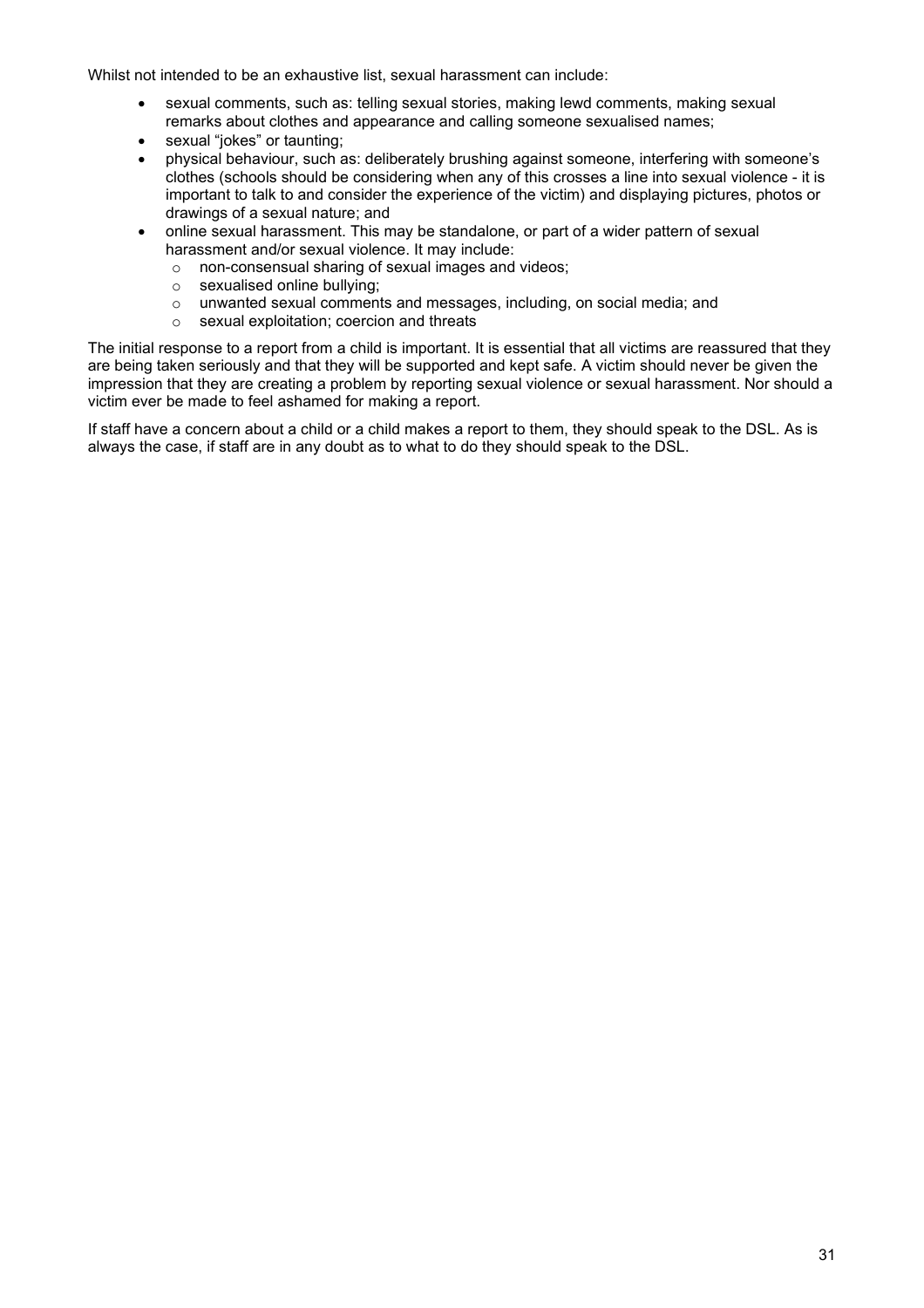Whilst not intended to be an exhaustive list, sexual harassment can include:

- sexual comments, such as: telling sexual stories, making lewd comments, making sexual remarks about clothes and appearance and calling someone sexualised names;
- sexual "jokes" or taunting;
- physical behaviour, such as: deliberately brushing against someone, interfering with someone's clothes (schools should be considering when any of this crosses a line into sexual violence - it is important to talk to and consider the experience of the victim) and displaying pictures, photos or drawings of a sexual nature; and
- online sexual harassment. This may be standalone, or part of a wider pattern of sexual harassment and/or sexual violence. It may include:
  - non-consensual sharing of sexual images and videos;
  - sexualised online bullying;
  - unwanted sexual comments and messages, including, on social media; and
  - sexual exploitation; coercion and threats

The initial response to a report from a child is important. It is essential that all victims are reassured that they are being taken seriously and that they will be supported and kept safe. A victim should never be given the impression that they are creating a problem by reporting sexual violence or sexual harassment. Nor should a victim ever be made to feel ashamed for making a report.

If staff have a concern about a child or a child makes a report to them, they should speak to the DSL. As is always the case, if staff are in any doubt as to what to do they should speak to the DSL.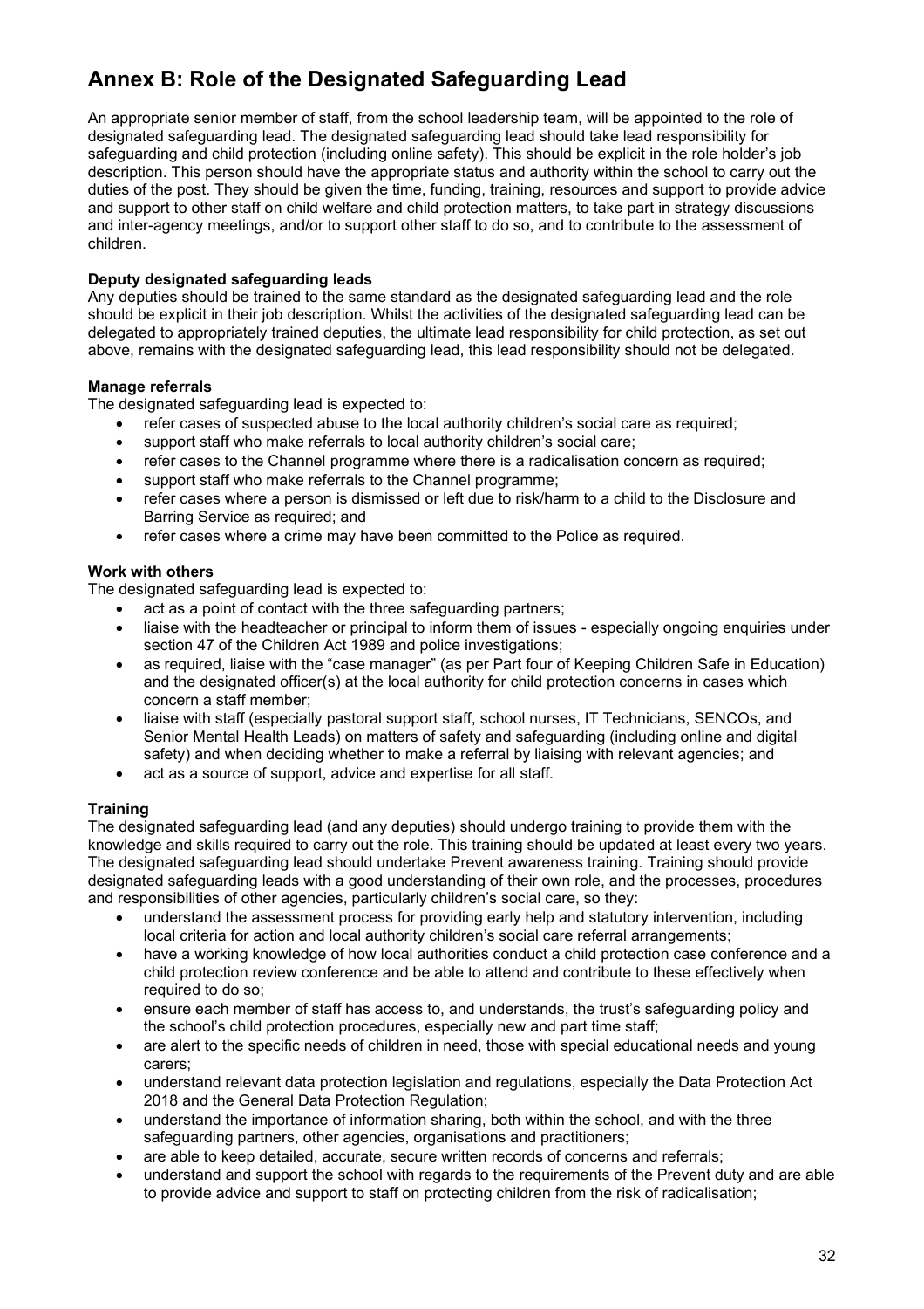# Annex B: Role of the Designated Safeguarding Lead

An appropriate senior member of staff, from the school leadership team, will be appointed to the role of designated safeguarding lead. The designated safeguarding lead should take lead responsibility for safeguarding and child protection (including online safety). This should be explicit in the role holder's job description. This person should have the appropriate status and authority within the school to carry out the duties of the post. They should be given the time, funding, training, resources and support to provide advice and support to other staff on child welfare and child protection matters, to take part in strategy discussions and inter-agency meetings, and/or to support other staff to do so, and to contribute to the assessment of children.

**Deputy designated safeguarding leads**

Any deputies should be trained to the same standard as the designated safeguarding lead and the role should be explicit in their job description. Whilst the activities of the designated safeguarding lead can be delegated to appropriately trained deputies, the ultimate lead responsibility for child protection, as set out above, remains with the designated safeguarding lead, this lead responsibility should not be delegated.

**Manage referrals**

The designated safeguarding lead is expected to:

- refer cases of suspected abuse to the local authority children's social care as required;
- support staff who make referrals to local authority children's social care;
- refer cases to the Channel programme where there is a radicalisation concern as required;
- support staff who make referrals to the Channel programme;
- refer cases where a person is dismissed or left due to risk/harm to a child to the Disclosure and Barring Service as required; and
- refer cases where a crime may have been committed to the Police as required.

**Work with others**

The designated safeguarding lead is expected to:

- act as a point of contact with the three safeguarding partners;
- liaise with the headteacher or principal to inform them of issues - especially ongoing enquiries under section 47 of the Children Act 1989 and police investigations;
- as required, liaise with the "case manager" (as per Part four of Keeping Children Safe in Education) and the designated officer(s) at the local authority for child protection concerns in cases which concern a staff member;
- liaise with staff (especially pastoral support staff, school nurses, IT Technicians, SENCOs, and Senior Mental Health Leads) on matters of safety and safeguarding (including online and digital safety) and when deciding whether to make a referral by liaising with relevant agencies; and
- act as a source of support, advice and expertise for all staff.

**Training**

The designated safeguarding lead (and any deputies) should undergo training to provide them with the knowledge and skills required to carry out the role. This training should be updated at least every two years. The designated safeguarding lead should undertake Prevent awareness training. Training should provide designated safeguarding leads with a good understanding of their own role, and the processes, procedures and responsibilities of other agencies, particularly children's social care, so they:

- understand the assessment process for providing early help and statutory intervention, including local criteria for action and local authority children's social care referral arrangements;
- have a working knowledge of how local authorities conduct a child protection case conference and a child protection review conference and be able to attend and contribute to these effectively when required to do so;
- ensure each member of staff has access to, and understands, the trust's safeguarding policy and the school's child protection procedures, especially new and part time staff;
- are alert to the specific needs of children in need, those with special educational needs and young carers;
- understand relevant data protection legislation and regulations, especially the Data Protection Act 2018 and the General Data Protection Regulation;
- understand the importance of information sharing, both within the school, and with the three safeguarding partners, other agencies, organisations and practitioners;
- are able to keep detailed, accurate, secure written records of concerns and referrals;
- understand and support the school with regards to the requirements of the Prevent duty and are able to provide advice and support to staff on protecting children from the risk of radicalisation;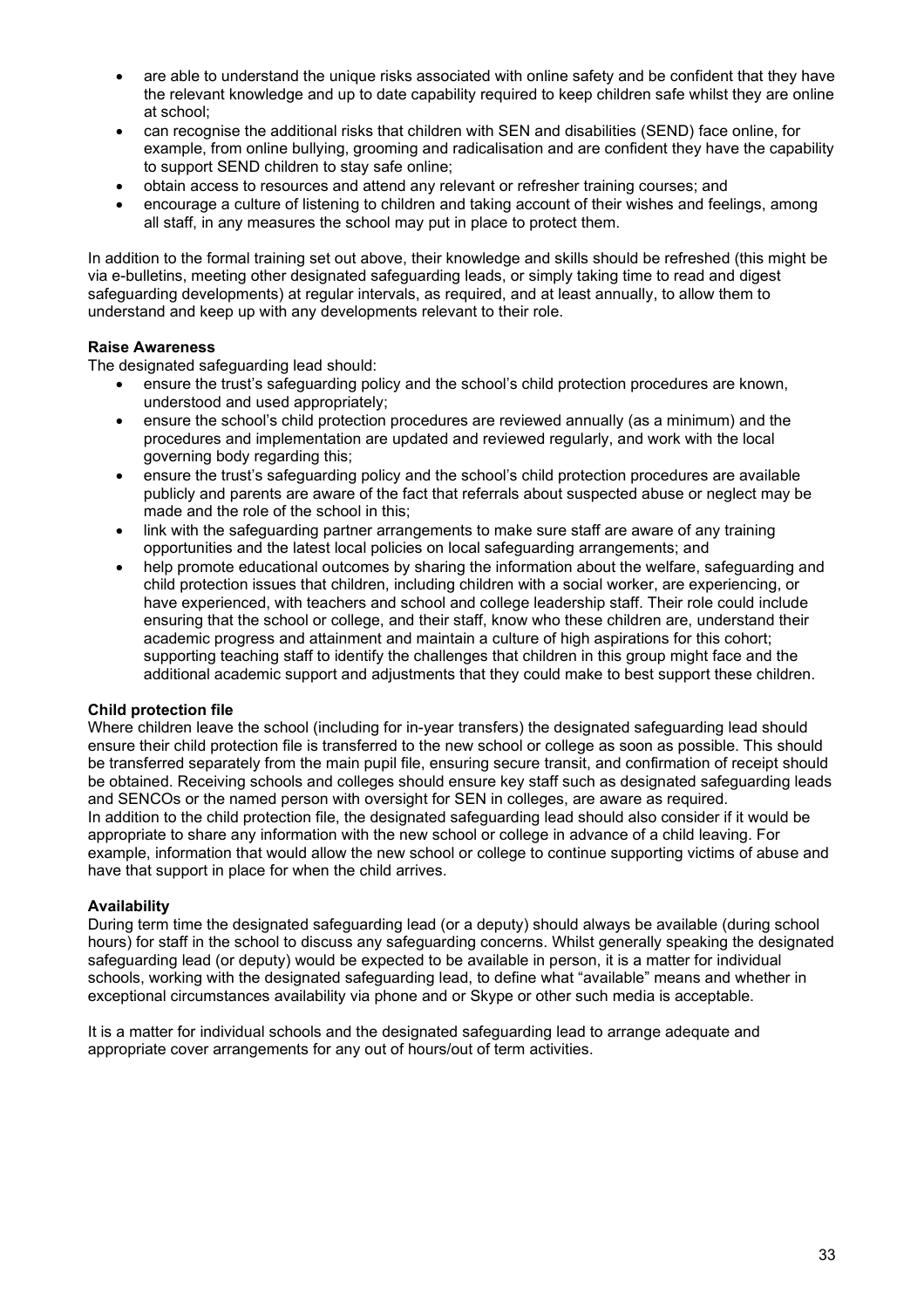- are able to understand the unique risks associated with online safety and be confident that they have the relevant knowledge and up to date capability required to keep children safe whilst they are online at school;
- can recognise the additional risks that children with SEN and disabilities (SEND) face online, for example, from online bullying, grooming and radicalisation and are confident they have the capability to support SEND children to stay safe online;
- obtain access to resources and attend any relevant or refresher training courses; and
- encourage a culture of listening to children and taking account of their wishes and feelings, among all staff, in any measures the school may put in place to protect them.

In addition to the formal training set out above, their knowledge and skills should be refreshed (this might be via e-bulletins, meeting other designated safeguarding leads, or simply taking time to read and digest safeguarding developments) at regular intervals, as required, and at least annually, to allow them to understand and keep up with any developments relevant to their role.

**Raise Awareness**

The designated safeguarding lead should:

- ensure the trust's safeguarding policy and the school's child protection procedures are known, understood and used appropriately;
- ensure the school's child protection procedures are reviewed annually (as a minimum) and the procedures and implementation are updated and reviewed regularly, and work with the local governing body regarding this;
- ensure the trust's safeguarding policy and the school's child protection procedures are available publicly and parents are aware of the fact that referrals about suspected abuse or neglect may be made and the role of the school in this;
- link with the safeguarding partner arrangements to make sure staff are aware of any training opportunities and the latest local policies on local safeguarding arrangements; and
- help promote educational outcomes by sharing the information about the welfare, safeguarding and child protection issues that children, including children with a social worker, are experiencing, or have experienced, with teachers and school and college leadership staff. Their role could include ensuring that the school or college, and their staff, know who these children are, understand their academic progress and attainment and maintain a culture of high aspirations for this cohort; supporting teaching staff to identify the challenges that children in this group might face and the additional academic support and adjustments that they could make to best support these children.

**Child protection file**

Where children leave the school (including for in-year transfers) the designated safeguarding lead should ensure their child protection file is transferred to the new school or college as soon as possible. This should be transferred separately from the main pupil file, ensuring secure transit, and confirmation of receipt should be obtained. Receiving schools and colleges should ensure key staff such as designated safeguarding leads and SENCOs or the named person with oversight for SEN in colleges, are aware as required.
In addition to the child protection file, the designated safeguarding lead should also consider if it would be appropriate to share any information with the new school or college in advance of a child leaving. For example, information that would allow the new school or college to continue supporting victims of abuse and have that support in place for when the child arrives.

**Availability**

During term time the designated safeguarding lead (or a deputy) should always be available (during school hours) for staff in the school to discuss any safeguarding concerns. Whilst generally speaking the designated safeguarding lead (or deputy) would be expected to be available in person, it is a matter for individual schools, working with the designated safeguarding lead, to define what "available" means and whether in exceptional circumstances availability via phone and or Skype or other such media is acceptable.

It is a matter for individual schools and the designated safeguarding lead to arrange adequate and appropriate cover arrangements for any out of hours/out of term activities.